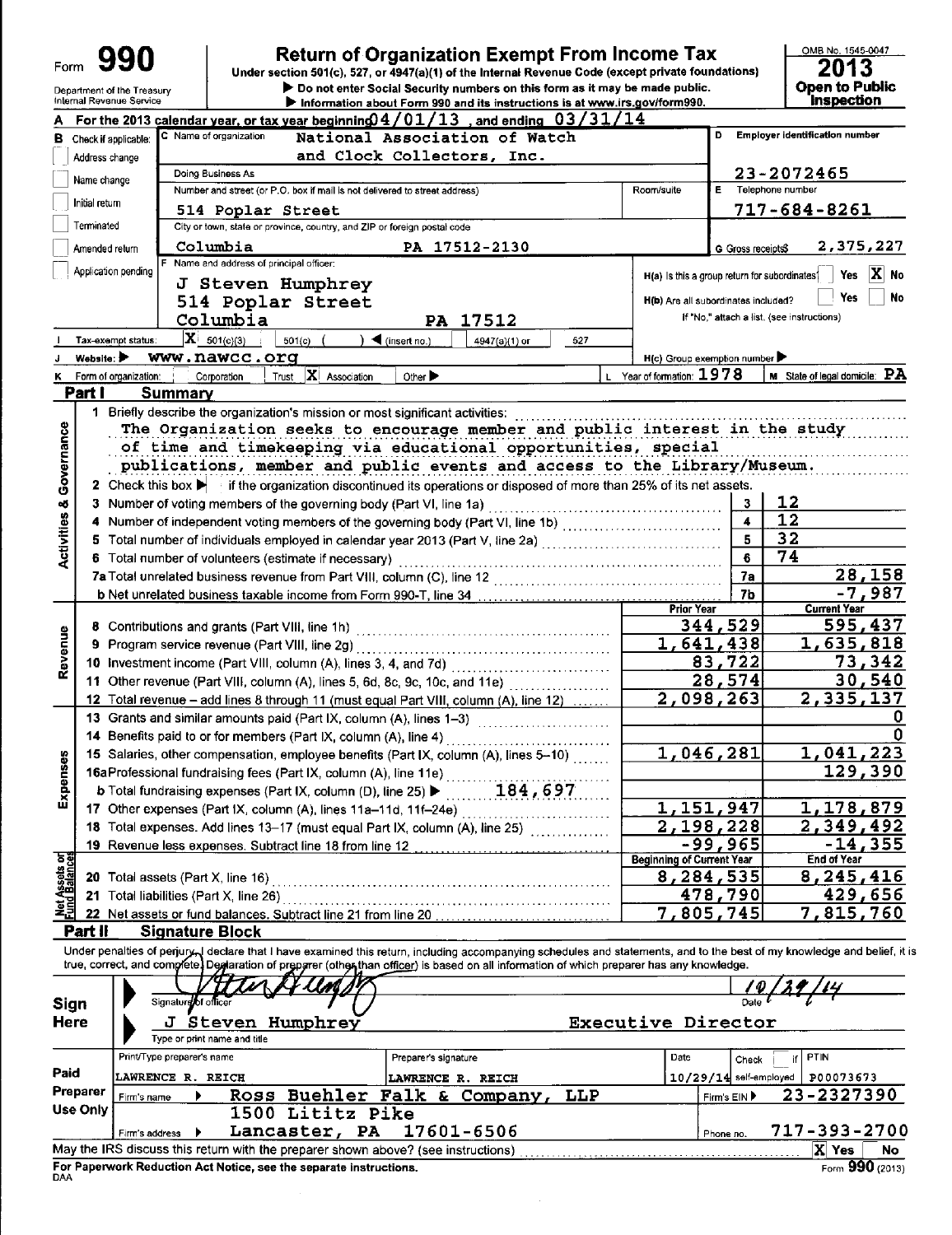# Form 990

## Return of Organization Exempt From Income Tax

Under section 501(c), 527, or 4947(a)(1) of the Internal Revenue Code (except private foundations)

▶ Do not enter Social Security numbers on this form as it may be made public.

▶ Information about Form 990 and its instructions is at www.irs.gov/form990.

Department of the Treasury
Internal Revenue Service

OMB No. 1545-0047

**2013**

**Open to Public Inspection**

**A** For the 2013 calendar year, or tax year beginning 04/01/13, and ending 03/31/14

**B** Check if applicable:
- Address change
- Name change
- Initial return
- Terminated
- Amended return
- Application pending

**C** Name of organization: National Association of Watch and Clock Collectors, Inc.

Doing Business As

Number and street (or P.O. box if mail is not delivered to street address): 514 Poplar Street — Room/suite

City or town, state or province, country, and ZIP or foreign postal code: Columbia PA 17512-2130

**D** Employer identification number: 23-2072465

**E** Telephone number: 717-684-8261

**G** Gross receipts $ 2,375,227

**F** Name and address of principal officer:
J Steven Humphrey
514 Poplar Street
Columbia PA 17512

**H(a)** Is this a group return for subordinates? Yes [ ] No [X]

**H(b)** Are all subordinates included? Yes [ ] No [ ]
If "No," attach a list. (see instructions)

**I** Tax-exempt status: [X] 501(c)(3) [ ] 501(c) ( ) ◀ (insert no.) [ ] 4947(a)(1) or [ ] 527

**J** Website: ▶ www.nawcc.org

**H(c)** Group exemption number ▶

**K** Form of organization: [ ] Corporation [ ] Trust [X] Association [ ] Other ▶

**L** Year of formation: 1978

**M** State of legal domicile: PA

## Part I Summary

**Activities & Governance**

1 Briefly describe the organization's mission or most significant activities:
The Organization seeks to encourage member and public interest in the study of time and timekeeping via educational opportunities, special publications, member and public events and access to the Library/Museum.

2 Check this box ▶ [ ] if the organization discontinued its operations or disposed of more than 25% of its net assets.

| Line | Description | No. | Value |
|---|---|---|---|
| 3 | Number of voting members of the governing body (Part VI, line 1a) | 3 | 12 |
| 4 | Number of independent voting members of the governing body (Part VI, line 1b) | 4 | 12 |
| 5 | Total number of individuals employed in calendar year 2013 (Part V, line 2a) | 5 | 32 |
| 6 | Total number of volunteers (estimate if necessary) | 6 | 74 |
| 7a | Total unrelated business revenue from Part VIII, column (C), line 12 | 7a | 28,158 |
| 7b | Net unrelated business taxable income from Form 990-T, line 34 | 7b | -7,987 |

| Section | Line | Description | Prior Year | Current Year |
|---|---|---|---|---|
| Revenue | 8 | Contributions and grants (Part VIII, line 1h) | 344,529 | 595,437 |
| | 9 | Program service revenue (Part VIII, line 2g) | 1,641,438 | 1,635,818 |
| | 10 | Investment income (Part VIII, column (A), lines 3, 4, and 7d) | 83,722 | 73,342 |
| | 11 | Other revenue (Part VIII, column (A), lines 5, 6d, 8c, 9c, 10c, and 11e) | 28,574 | 30,540 |
| | 12 | Total revenue – add lines 8 through 11 (must equal Part VIII, column (A), line 12) | 2,098,263 | 2,335,137 |
| Expenses | 13 | Grants and similar amounts paid (Part IX, column (A), lines 1–3) | | 0 |
| | 14 | Benefits paid to or for members (Part IX, column (A), line 4) | | 0 |
| | 15 | Salaries, other compensation, employee benefits (Part IX, column (A), lines 5–10) | 1,046,281 | 1,041,223 |
| | 16a | Professional fundraising fees (Part IX, column (A), line 11e) | | 129,390 |
| | b | Total fundraising expenses (Part IX, column (D), line 25) ▶ 184,697 | | |
| | 17 | Other expenses (Part IX, column (A), lines 11a–11d, 11f–24e) | 1,151,947 | 1,178,879 |
| | 18 | Total expenses. Add lines 13–17 (must equal Part IX, column (A), line 25) | 2,198,228 | 2,349,492 |
| | 19 | Revenue less expenses. Subtract line 18 from line 12 | -99,965 | -14,355 |

| Section | Line | Description | Beginning of Current Year | End of Year |
|---|---|---|---|---|
| Net Assets or Fund Balances | 20 | Total assets (Part X, line 16) | 8,284,535 | 8,245,416 |
| | 21 | Total liabilities (Part X, line 26) | 478,790 | 429,656 |
| | 22 | Net assets or fund balances. Subtract line 21 from line 20 | 7,805,745 | 7,815,760 |

## Part II Signature Block

Under penalties of perjury, I declare that I have examined this return, including accompanying schedules and statements, and to the best of my knowledge and belief, it is true, correct, and complete. Declaration of preparer (other than officer) is based on all information of which preparer has any knowledge.

**Sign Here**

Signature of officer: [signature] — Date: 10/29/14

J Steven Humphrey — Executive Director
Type or print name and title

**Paid Preparer Use Only**

| Print/Type preparer's name | Preparer's signature | Date | Check [ ] if self-employed | PTIN |
|---|---|---|---|---|
| LAWRENCE R. REICH | LAWRENCE R. REICH | 10/29/14 | | P00073673 |

Firm's name ▶ Ross Buehler Falk & Company, LLP — Firm's EIN ▶ 23-2327390

Firm's address ▶ 1500 Lititz Pike, Lancaster, PA 17601-6506 — Phone no. 717-393-2700

May the IRS discuss this return with the preparer shown above? (see instructions) [X] Yes [ ] No

For Paperwork Reduction Act Notice, see the separate instructions.
DAA
Form **990** (2013)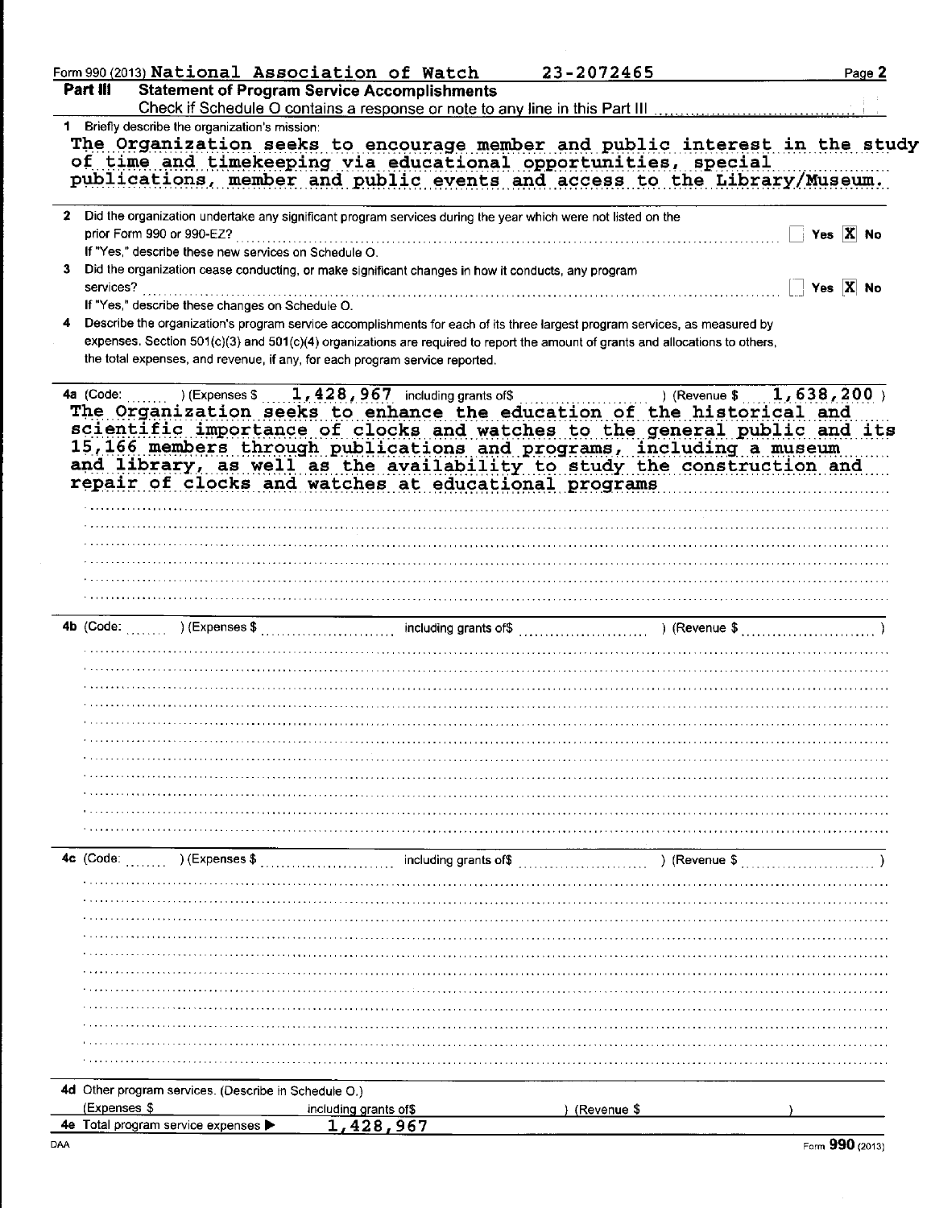Form 990 (2013) National Association of Watch 23-2072465

## Part III Statement of Program Service Accomplishments

Check if Schedule O contains a response or note to any line in this Part III

**1** Briefly describe the organization's mission:

The Organization seeks to encourage member and public interest in the study of time and timekeeping via educational opportunities, special publications, member and public events and access to the Library/Museum.

**2** Did the organization undertake any significant program services during the year which were not listed on the prior Form 990 or 990-EZ? ☐ Yes ☒ No

If "Yes," describe these new services on Schedule O.

**3** Did the organization cease conducting, or make significant changes in how it conducts, any program services? ☐ Yes ☒ No

If "Yes," describe these changes on Schedule O.

**4** Describe the organization's program service accomplishments for each of its three largest program services, as measured by expenses. Section 501(c)(3) and 501(c)(4) organizations are required to report the amount of grants and allocations to others, the total expenses, and revenue, if any, for each program service reported.

**4a** (Code: ) (Expenses $ 1,428,967 including grants of$ ) (Revenue $ 1,638,200 )

The Organization seeks to enhance the education of the historical and scientific importance of clocks and watches to the general public and its 15,166 members through publications and programs, including a museum and library, as well as the availability to study the construction and repair of clocks and watches at educational programs

**4b** (Code: ) (Expenses $ including grants of$ ) (Revenue $ )

**4c** (Code: ) (Expenses $ including grants of$ ) (Revenue $ )

**4d** Other program services. (Describe in Schedule O.)

(Expenses $ including grants of$ ) (Revenue $ )

**4e** Total program service expenses ▶ 1,428,967

Form **990** (2013)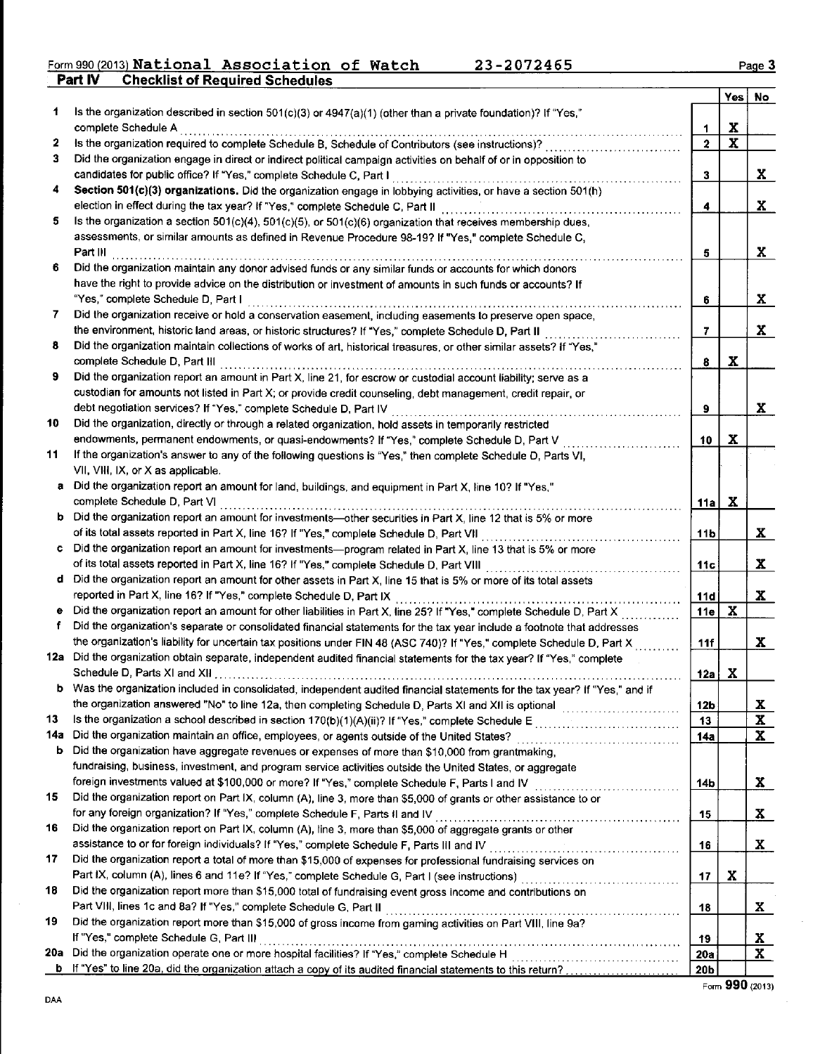Form 990 (2013) **National Association of Watch** **23-2072465** Page 3

## Part IV Checklist of Required Schedules

| | | | Yes | No |
|---|---|---|---|---|
| 1 | Is the organization described in section 501(c)(3) or 4947(a)(1) (other than a private foundation)? If "Yes," complete Schedule A | 1 | X | |
| 2 | Is the organization required to complete Schedule B, Schedule of Contributors (see instructions)? | 2 | X | |
| 3 | Did the organization engage in direct or indirect political campaign activities on behalf of or in opposition to candidates for public office? If "Yes," complete Schedule C, Part I | 3 | | X |
| 4 | **Section 501(c)(3) organizations.** Did the organization engage in lobbying activities, or have a section 501(h) election in effect during the tax year? If "Yes," complete Schedule C, Part II | 4 | | X |
| 5 | Is the organization a section 501(c)(4), 501(c)(5), or 501(c)(6) organization that receives membership dues, assessments, or similar amounts as defined in Revenue Procedure 98-19? If "Yes," complete Schedule C, Part III | 5 | | X |
| 6 | Did the organization maintain any donor advised funds or any similar funds or accounts for which donors have the right to provide advice on the distribution or investment of amounts in such funds or accounts? If "Yes," complete Schedule D, Part I | 6 | | X |
| 7 | Did the organization receive or hold a conservation easement, including easements to preserve open space, the environment, historic land areas, or historic structures? If "Yes," complete Schedule D, Part II | 7 | | X |
| 8 | Did the organization maintain collections of works of art, historical treasures, or other similar assets? If "Yes," complete Schedule D, Part III | 8 | X | |
| 9 | Did the organization report an amount in Part X, line 21, for escrow or custodial account liability; serve as a custodian for amounts not listed in Part X; or provide credit counseling, debt management, credit repair, or debt negotiation services? If "Yes," complete Schedule D, Part IV | 9 | | X |
| 10 | Did the organization, directly or through a related organization, hold assets in temporarily restricted endowments, permanent endowments, or quasi-endowments? If "Yes," complete Schedule D, Part V | 10 | X | |
| 11 | If the organization's answer to any of the following questions is "Yes," then complete Schedule D, Parts VI, VII, VIII, IX, or X as applicable. | | | |
| a | Did the organization report an amount for land, buildings, and equipment in Part X, line 10? If "Yes," complete Schedule D, Part VI | 11a | X | |
| b | Did the organization report an amount for investments—other securities in Part X, line 12 that is 5% or more of its total assets reported in Part X, line 16? If "Yes," complete Schedule D, Part VII | 11b | | X |
| c | Did the organization report an amount for investments—program related in Part X, line 13 that is 5% or more of its total assets reported in Part X, line 16? If "Yes," complete Schedule D, Part VIII | 11c | | X |
| d | Did the organization report an amount for other assets in Part X, line 15 that is 5% or more of its total assets reported in Part X, line 16? If "Yes," complete Schedule D, Part IX | 11d | | X |
| e | Did the organization report an amount for other liabilities in Part X, line 25? If "Yes," complete Schedule D, Part X | 11e | X | |
| f | Did the organization's separate or consolidated financial statements for the tax year include a footnote that addresses the organization's liability for uncertain tax positions under FIN 48 (ASC 740)? If "Yes," complete Schedule D, Part X | 11f | | X |
| 12a | Did the organization obtain separate, independent audited financial statements for the tax year? If "Yes," complete Schedule D, Parts XI and XII | 12a | X | |
| b | Was the organization included in consolidated, independent audited financial statements for the tax year? If "Yes," and if the organization answered "No" to line 12a, then completing Schedule D, Parts XI and XII is optional | 12b | | X |
| 13 | Is the organization a school described in section 170(b)(1)(A)(ii)? If "Yes," complete Schedule E | 13 | | X |
| 14a | Did the organization maintain an office, employees, or agents outside of the United States? | 14a | | X |
| b | Did the organization have aggregate revenues or expenses of more than $10,000 from grantmaking, fundraising, business, investment, and program service activities outside the United States, or aggregate foreign investments valued at $100,000 or more? If "Yes," complete Schedule F, Parts I and IV | 14b | | X |
| 15 | Did the organization report on Part IX, column (A), line 3, more than $5,000 of grants or other assistance to or for any foreign organization? If "Yes," complete Schedule F, Parts II and IV | 15 | | X |
| 16 | Did the organization report on Part IX, column (A), line 3, more than $5,000 of aggregate grants or other assistance to or for foreign individuals? If "Yes," complete Schedule F, Parts III and IV | 16 | | X |
| 17 | Did the organization report a total of more than $15,000 of expenses for professional fundraising services on Part IX, column (A), lines 6 and 11e? If "Yes," complete Schedule G, Part I (see instructions) | 17 | X | |
| 18 | Did the organization report more than $15,000 total of fundraising event gross income and contributions on Part VIII, lines 1c and 8a? If "Yes," complete Schedule G, Part II | 18 | | X |
| 19 | Did the organization report more than $15,000 of gross income from gaming activities on Part VIII, line 9a? If "Yes," complete Schedule G, Part III | 19 | | X |
| 20a | Did the organization operate one or more hospital facilities? If "Yes," complete Schedule H | 20a | | X |
| b | If "Yes" to line 20a, did the organization attach a copy of its audited financial statements to this return? | 20b | | |

Form **990** (2013)

DAA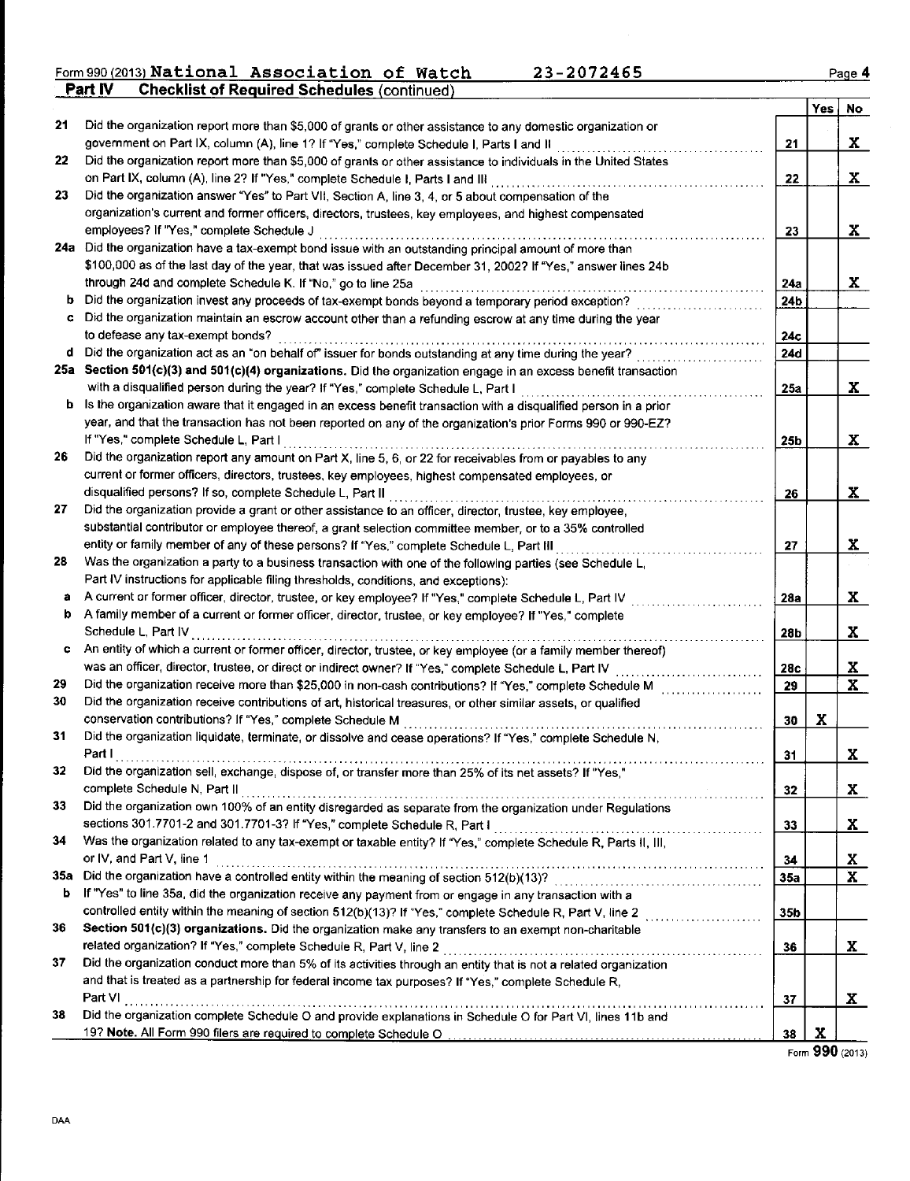Form 990 (2013) National Association of Watch 23-2072465

**Part IV Checklist of Required Schedules** (continued)

| | | | Yes | No |
|---|---|---|---|---|
| 21 | Did the organization report more than $5,000 of grants or other assistance to any domestic organization or government on Part IX, column (A), line 1? If "Yes," complete Schedule I, Parts I and II | 21 | | X |
| 22 | Did the organization report more than $5,000 of grants or other assistance to individuals in the United States on Part IX, column (A), line 2? If "Yes," complete Schedule I, Parts I and III | 22 | | X |
| 23 | Did the organization answer "Yes" to Part VII, Section A, line 3, 4, or 5 about compensation of the organization's current and former officers, directors, trustees, key employees, and highest compensated employees? If "Yes," complete Schedule J | 23 | | X |
| 24a | Did the organization have a tax-exempt bond issue with an outstanding principal amount of more than $100,000 as of the last day of the year, that was issued after December 31, 2002? If "Yes," answer lines 24b through 24d and complete Schedule K. If "No," go to line 25a | 24a | | X |
| b | Did the organization invest any proceeds of tax-exempt bonds beyond a temporary period exception? | 24b | | |
| c | Did the organization maintain an escrow account other than a refunding escrow at any time during the year to defease any tax-exempt bonds? | 24c | | |
| d | Did the organization act as an "on behalf of" issuer for bonds outstanding at any time during the year? | 24d | | |
| 25a | **Section 501(c)(3) and 501(c)(4) organizations.** Did the organization engage in an excess benefit transaction with a disqualified person during the year? If "Yes," complete Schedule L, Part I | 25a | | X |
| b | Is the organization aware that it engaged in an excess benefit transaction with a disqualified person in a prior year, and that the transaction has not been reported on any of the organization's prior Forms 990 or 990-EZ? If "Yes," complete Schedule L, Part I | 25b | | X |
| 26 | Did the organization report any amount on Part X, line 5, 6, or 22 for receivables from or payables to any current or former officers, directors, trustees, key employees, highest compensated employees, or disqualified persons? If so, complete Schedule L, Part II | 26 | | X |
| 27 | Did the organization provide a grant or other assistance to an officer, director, trustee, key employee, substantial contributor or employee thereof, a grant selection committee member, or to a 35% controlled entity or family member of any of these persons? If "Yes," complete Schedule L, Part III | 27 | | X |
| 28 | Was the organization a party to a business transaction with one of the following parties (see Schedule L, Part IV instructions for applicable filing thresholds, conditions, and exceptions): | | | |
| a | A current or former officer, director, trustee, or key employee? If "Yes," complete Schedule L, Part IV | 28a | | X |
| b | A family member of a current or former officer, director, trustee, or key employee? If "Yes," complete Schedule L, Part IV | 28b | | X |
| c | An entity of which a current or former officer, director, trustee, or key employee (or a family member thereof) was an officer, director, trustee, or direct or indirect owner? If "Yes," complete Schedule L, Part IV | 28c | | X |
| 29 | Did the organization receive more than $25,000 in non-cash contributions? If "Yes," complete Schedule M | 29 | | X |
| 30 | Did the organization receive contributions of art, historical treasures, or other similar assets, or qualified conservation contributions? If "Yes," complete Schedule M | 30 | X | |
| 31 | Did the organization liquidate, terminate, or dissolve and cease operations? If "Yes," complete Schedule N, Part I | 31 | | X |
| 32 | Did the organization sell, exchange, dispose of, or transfer more than 25% of its net assets? If "Yes," complete Schedule N, Part II | 32 | | X |
| 33 | Did the organization own 100% of an entity disregarded as separate from the organization under Regulations sections 301.7701-2 and 301.7701-3? If "Yes," complete Schedule R, Part I | 33 | | X |
| 34 | Was the organization related to any tax-exempt or taxable entity? If "Yes," complete Schedule R, Parts II, III, or IV, and Part V, line 1 | 34 | | X |
| 35a | Did the organization have a controlled entity within the meaning of section 512(b)(13)? | 35a | | X |
| b | If "Yes" to line 35a, did the organization receive any payment from or engage in any transaction with a controlled entity within the meaning of section 512(b)(13)? If "Yes," complete Schedule R, Part V, line 2 | 35b | | |
| 36 | **Section 501(c)(3) organizations.** Did the organization make any transfers to an exempt non-charitable related organization? If "Yes," complete Schedule R, Part V, line 2 | 36 | | X |
| 37 | Did the organization conduct more than 5% of its activities through an entity that is not a related organization and that is treated as a partnership for federal income tax purposes? If "Yes," complete Schedule R, Part VI | 37 | | X |
| 38 | Did the organization complete Schedule O and provide explanations in Schedule O for Part VI, lines 11b and 19? **Note.** All Form 990 filers are required to complete Schedule O | 38 | X | |

Form **990** (2013)

DAA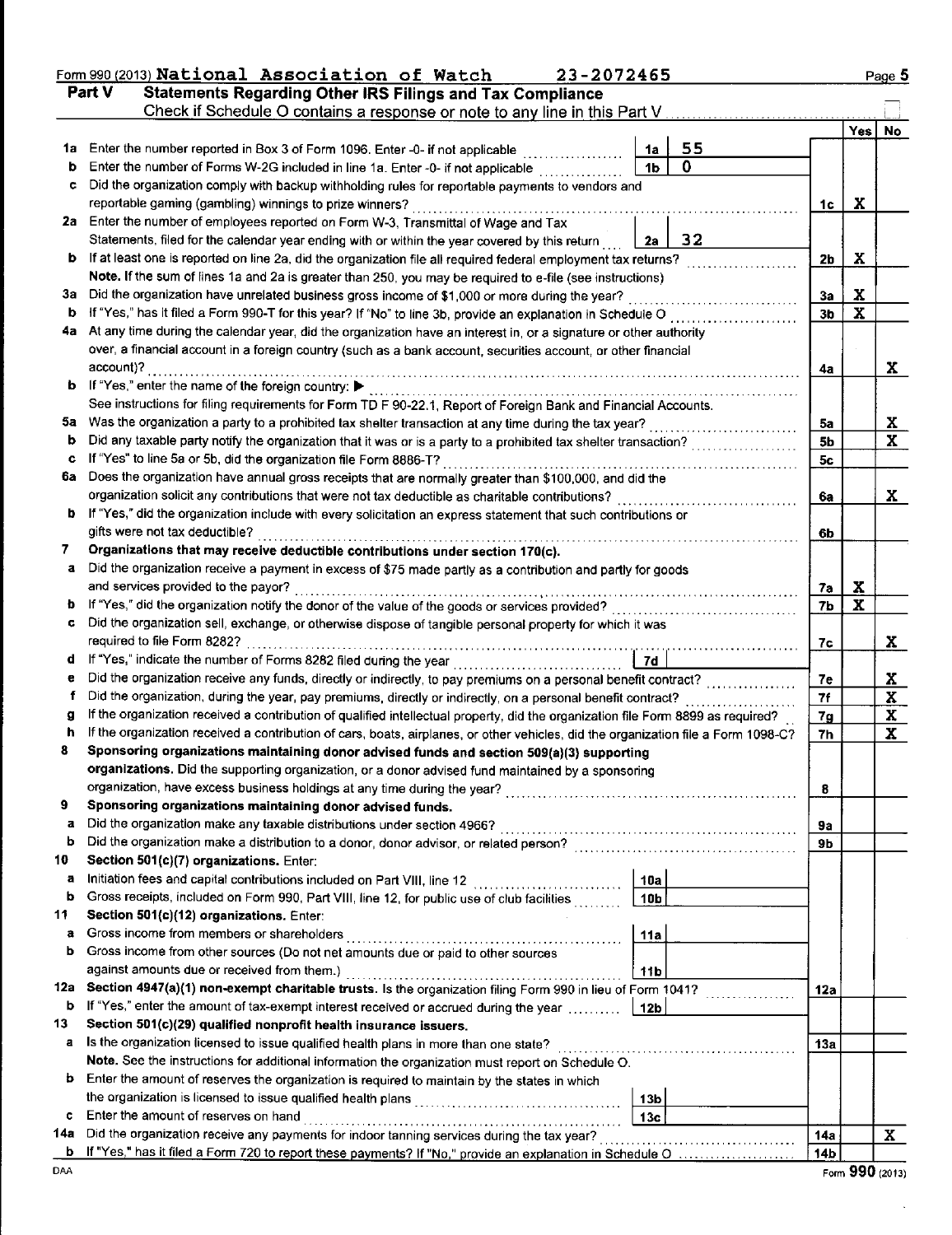Form 990 (2013) **National Association of Watch 23-2072465** Page 5

## Part V Statements Regarding Other IRS Filings and Tax Compliance

Check if Schedule O contains a response or note to any line in this Part V ☐

| | | | | | Yes | No |
|---|---|---|---|---|---|---|
| 1a | Enter the number reported in Box 3 of Form 1096. Enter -0- if not applicable | 1a | 55 | | | |
| b | Enter the number of Forms W-2G included in line 1a. Enter -0- if not applicable | 1b | 0 | | | |
| c | Did the organization comply with backup withholding rules for reportable payments to vendors and reportable gaming (gambling) winnings to prize winners? | | | 1c | X | |
| 2a | Enter the number of employees reported on Form W-3, Transmittal of Wage and Tax Statements, filed for the calendar year ending with or within the year covered by this return | 2a | 32 | | | |
| b | If at least one is reported on line 2a, did the organization file all required federal employment tax returns? | | | 2b | X | |
| | **Note.** If the sum of lines 1a and 2a is greater than 250, you may be required to e-file (see instructions) | | | | | |
| 3a | Did the organization have unrelated business gross income of $1,000 or more during the year? | | | 3a | X | |
| b | If "Yes," has it filed a Form 990-T for this year? If "No" to line 3b, provide an explanation in Schedule O | | | 3b | X | |
| 4a | At any time during the calendar year, did the organization have an interest in, or a signature or other authority over, a financial account in a foreign country (such as a bank account, securities account, or other financial account)? | | | 4a | | X |
| b | If "Yes," enter the name of the foreign country: ▶ | | | | | |
| | See instructions for filing requirements for Form TD F 90-22.1, Report of Foreign Bank and Financial Accounts. | | | | | |
| 5a | Was the organization a party to a prohibited tax shelter transaction at any time during the tax year? | | | 5a | | X |
| b | Did any taxable party notify the organization that it was or is a party to a prohibited tax shelter transaction? | | | 5b | | X |
| c | If "Yes" to line 5a or 5b, did the organization file Form 8886-T? | | | 5c | | |
| 6a | Does the organization have annual gross receipts that are normally greater than $100,000, and did the organization solicit any contributions that were not tax deductible as charitable contributions? | | | 6a | | X |
| b | If "Yes," did the organization include with every solicitation an express statement that such contributions or gifts were not tax deductible? | | | 6b | | |
| 7 | **Organizations that may receive deductible contributions under section 170(c).** | | | | | |
| a | Did the organization receive a payment in excess of $75 made partly as a contribution and partly for goods and services provided to the payor? | | | 7a | X | |
| b | If "Yes," did the organization notify the donor of the value of the goods or services provided? | | | 7b | X | |
| c | Did the organization sell, exchange, or otherwise dispose of tangible personal property for which it was required to file Form 8282? | | | 7c | | X |
| d | If "Yes," indicate the number of Forms 8282 filed during the year | 7d | | | | |
| e | Did the organization receive any funds, directly or indirectly, to pay premiums on a personal benefit contract? | | | 7e | | X |
| f | Did the organization, during the year, pay premiums, directly or indirectly, on a personal benefit contract? | | | 7f | | X |
| g | If the organization received a contribution of qualified intellectual property, did the organization file Form 8899 as required? | | | 7g | | X |
| h | If the organization received a contribution of cars, boats, airplanes, or other vehicles, did the organization file a Form 1098-C? | | | 7h | | X |
| 8 | **Sponsoring organizations maintaining donor advised funds and section 509(a)(3) supporting organizations.** Did the supporting organization, or a donor advised fund maintained by a sponsoring organization, have excess business holdings at any time during the year? | | | 8 | | |
| 9 | **Sponsoring organizations maintaining donor advised funds.** | | | | | |
| a | Did the organization make any taxable distributions under section 4966? | | | 9a | | |
| b | Did the organization make a distribution to a donor, donor advisor, or related person? | | | 9b | | |
| 10 | **Section 501(c)(7) organizations.** Enter: | | | | | |
| a | Initiation fees and capital contributions included on Part VIII, line 12 | 10a | | | | |
| b | Gross receipts, included on Form 990, Part VIII, line 12, for public use of club facilities | 10b | | | | |
| 11 | **Section 501(c)(12) organizations.** Enter: | | | | | |
| a | Gross income from members or shareholders | 11a | | | | |
| b | Gross income from other sources (Do not net amounts due or paid to other sources against amounts due or received from them.) | 11b | | | | |
| 12a | **Section 4947(a)(1) non-exempt charitable trusts.** Is the organization filing Form 990 in lieu of Form 1041? | | | 12a | | |
| b | If "Yes," enter the amount of tax-exempt interest received or accrued during the year | 12b | | | | |
| 13 | **Section 501(c)(29) qualified nonprofit health insurance issuers.** | | | | | |
| a | Is the organization licensed to issue qualified health plans in more than one state? | | | 13a | | |
| | **Note.** See the instructions for additional information the organization must report on Schedule O. | | | | | |
| b | Enter the amount of reserves the organization is required to maintain by the states in which the organization is licensed to issue qualified health plans | 13b | | | | |
| c | Enter the amount of reserves on hand | 13c | | | | |
| 14a | Did the organization receive any payments for indoor tanning services during the tax year? | | | 14a | | X |
| b | If "Yes," has it filed a Form 720 to report these payments? If "No," provide an explanation in Schedule O | | | 14b | | |

DAA Form **990** (2013)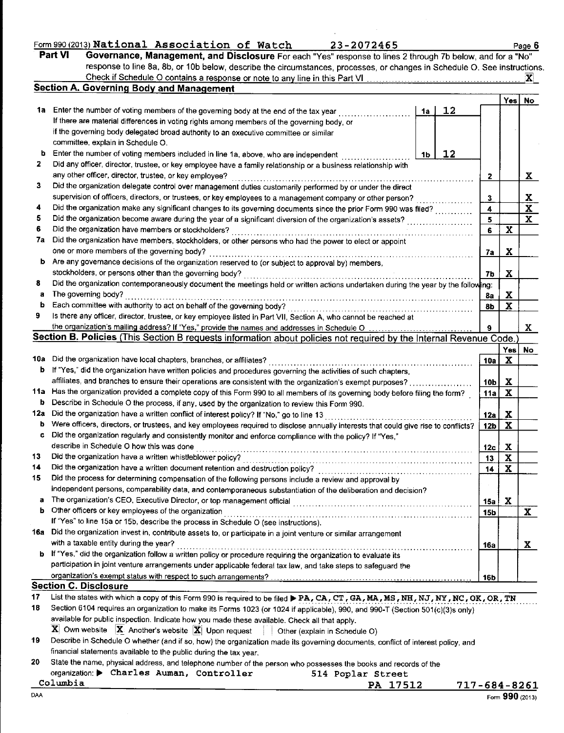Form 990 (2013) National Association of Watch 23-2072465 Page 6

**Part VI Governance, Management, and Disclosure** For each "Yes" response to lines 2 through 7b below, and for a "No" response to line 8a, 8b, or 10b below, describe the circumstances, processes, or changes in Schedule O. See instructions.

Check if Schedule O contains a response or note to any line in this Part VI .... X

## Section A. Governing Body and Management

| | | | | Yes | No |
|---|---|---|---|---|---|
| 1a | Enter the number of voting members of the governing body at the end of the tax year .... 1a 12 <br> If there are material differences in voting rights among members of the governing body, or if the governing body delegated broad authority to an executive committee or similar committee, explain in Schedule O. | | | | |
| b | Enter the number of voting members included in line 1a, above, who are independent .... 1b 12 | | | | |
| 2 | Did any officer, director, trustee, or key employee have a family relationship or a business relationship with any other officer, director, trustee, or key employee? | 2 | | | X |
| 3 | Did the organization delegate control over management duties customarily performed by or under the direct supervision of officers, directors, or trustees, or key employees to a management company or other person? | 3 | | | X |
| 4 | Did the organization make any significant changes to its governing documents since the prior Form 990 was filed? | 4 | | | X |
| 5 | Did the organization become aware during the year of a significant diversion of the organization's assets? | 5 | | | X |
| 6 | Did the organization have members or stockholders? | 6 | | X | |
| 7a | Did the organization have members, stockholders, or other persons who had the power to elect or appoint one or more members of the governing body? | 7a | | X | |
| b | Are any governance decisions of the organization reserved to (or subject to approval by) members, stockholders, or persons other than the governing body? | 7b | | X | |
| 8 | Did the organization contemporaneously document the meetings held or written actions undertaken during the year by the following: | | | | |
| a | The governing body? | 8a | | X | |
| b | Each committee with authority to act on behalf of the governing body? | 8b | | X | |
| 9 | Is there any officer, director, trustee, or key employee listed in Part VII, Section A, who cannot be reached at the organization's mailing address? If "Yes," provide the names and addresses in Schedule O | 9 | | | X |

## Section B. Policies (This Section B requests information about policies not required by the Internal Revenue Code.)

| | | | Yes | No |
|---|---|---|---|---|
| 10a | Did the organization have local chapters, branches, or affiliates? | 10a | X | |
| b | If "Yes," did the organization have written policies and procedures governing the activities of such chapters, affiliates, and branches to ensure their operations are consistent with the organization's exempt purposes? | 10b | X | |
| 11a | Has the organization provided a complete copy of this Form 990 to all members of its governing body before filing the form? | 11a | X | |
| b | Describe in Schedule O the process, if any, used by the organization to review this Form 990. | | | |
| 12a | Did the organization have a written conflict of interest policy? If "No," go to line 13 | 12a | X | |
| b | Were officers, directors, or trustees, and key employees required to disclose annually interests that could give rise to conflicts? | 12b | X | |
| c | Did the organization regularly and consistently monitor and enforce compliance with the policy? If "Yes," describe in Schedule O how this was done | 12c | X | |
| 13 | Did the organization have a written whistleblower policy? | 13 | X | |
| 14 | Did the organization have a written document retention and destruction policy? | 14 | X | |
| 15 | Did the process for determining compensation of the following persons include a review and approval by independent persons, comparability data, and contemporaneous substantiation of the deliberation and decision? | | | |
| a | The organization's CEO, Executive Director, or top management official | 15a | X | |
| b | Other officers or key employees of the organization | 15b | | X |
| | If "Yes" to line 15a or 15b, describe the process in Schedule O (see instructions). | | | |
| 16a | Did the organization invest in, contribute assets to, or participate in a joint venture or similar arrangement with a taxable entity during the year? | 16a | | X |
| b | If "Yes," did the organization follow a written policy or procedure requiring the organization to evaluate its participation in joint venture arrangements under applicable federal tax law, and take steps to safeguard the organization's exempt status with respect to such arrangements? | 16b | | |

## Section C. Disclosure

17 List the states with which a copy of this Form 990 is required to be filed ▶ PA, CA, CT, GA, MA, MS, NH, NJ, NY, NC, OK, OR, TN

18 Section 6104 requires an organization to make its Forms 1023 (or 1024 if applicable), 990, and 990-T (Section 501(c)(3)s only) available for public inspection. Indicate how you made these available. Check all that apply.

[X] Own website [X] Another's website [X] Upon request [ ] Other (explain in Schedule O)

19 Describe in Schedule O whether (and if so, how) the organization made its governing documents, conflict of interest policy, and financial statements available to the public during the tax year.

20 State the name, physical address, and telephone number of the person who possesses the books and records of the organization: ▶ Charles Auman, Controller 514 Poplar Street Columbia PA 17512 717-684-8261

DAA Form 990 (2013)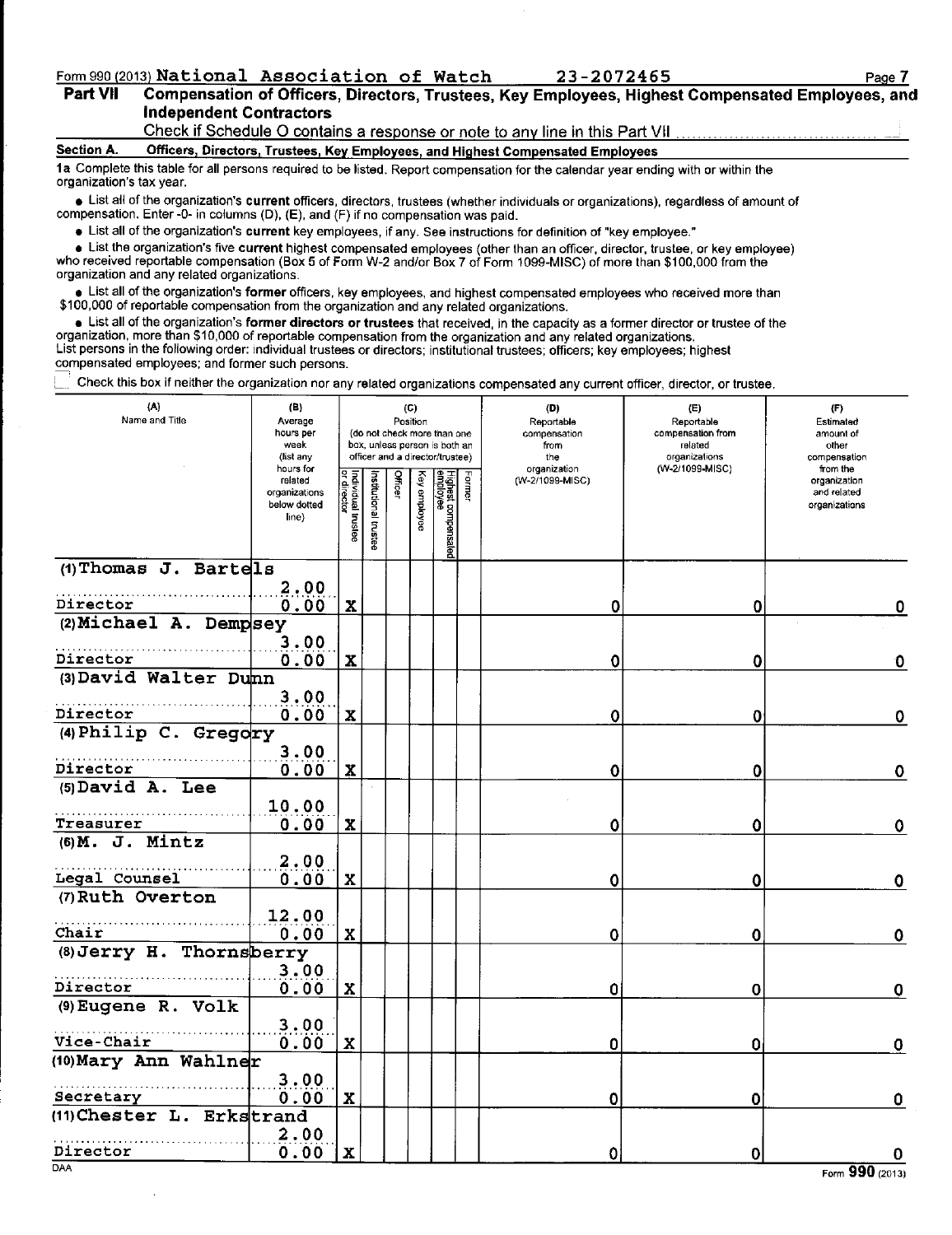Form 990 (2013) National Association of Watch 23-2072465

**Part VII Compensation of Officers, Directors, Trustees, Key Employees, Highest Compensated Employees, and Independent Contractors**

Check if Schedule O contains a response or note to any line in this Part VII

**Section A. Officers, Directors, Trustees, Key Employees, and Highest Compensated Employees**

**1a** Complete this table for all persons required to be listed. Report compensation for the calendar year ending with or within the organization's tax year.

- List all of the organization's **current** officers, directors, trustees (whether individuals or organizations), regardless of amount of compensation. Enter -0- in columns (D), (E), and (F) if no compensation was paid.
- List all of the organization's **current** key employees, if any. See instructions for definition of "key employee."
- List the organization's five **current** highest compensated employees (other than an officer, director, trustee, or key employee) who received reportable compensation (Box 5 of Form W-2 and/or Box 7 of Form 1099-MISC) of more than $100,000 from the organization and any related organizations.
- List all of the organization's **former** officers, key employees, and highest compensated employees who received more than $100,000 of reportable compensation from the organization and any related organizations.
- List all of the organization's **former directors or trustees** that received, in the capacity as a former director or trustee of the organization, more than $10,000 of reportable compensation from the organization and any related organizations.

List persons in the following order: individual trustees or directors; institutional trustees; officers; key employees; highest compensated employees; and former such persons.

Check this box if neither the organization nor any related organizations compensated any current officer, director, or trustee.

| (A) Name and Title | (B) Average hours per week (list any hours for related organizations below dotted line) | (C) Position (do not check more than one box, unless person is both an officer and a director/trustee): Individual trustee or director | Institutional trustee | Officer | Key employee | Highest compensated employee | Former | (D) Reportable compensation from the organization (W-2/1099-MISC) | (E) Reportable compensation from related organizations (W-2/1099-MISC) | (F) Estimated amount of other compensation from the organization and related organizations |
|---|---|---|---|---|---|---|---|---|---|---|
| (1) Thomas J. Bartels<br>Director | 2.00<br>0.00 | X | | | | | | 0 | 0 | 0 |
| (2) Michael A. Dempsey<br>Director | 3.00<br>0.00 | X | | | | | | 0 | 0 | 0 |
| (3) David Walter Dunn<br>Director | 3.00<br>0.00 | X | | | | | | 0 | 0 | 0 |
| (4) Philip C. Gregory<br>Director | 3.00<br>0.00 | X | | | | | | 0 | 0 | 0 |
| (5) David A. Lee<br>Treasurer | 10.00<br>0.00 | X | | | | | | 0 | 0 | 0 |
| (6) M. J. Mintz<br>Legal Counsel | 2.00<br>0.00 | X | | | | | | 0 | 0 | 0 |
| (7) Ruth Overton<br>Chair | 12.00<br>0.00 | X | | | | | | 0 | 0 | 0 |
| (8) Jerry H. Thornsberry<br>Director | 3.00<br>0.00 | X | | | | | | 0 | 0 | 0 |
| (9) Eugene R. Volk<br>Vice-Chair | 3.00<br>0.00 | X | | | | | | 0 | 0 | 0 |
| (10) Mary Ann Wahlner<br>Secretary | 3.00<br>0.00 | X | | | | | | 0 | 0 | 0 |
| (11) Chester L. Erkstrand<br>Director | 2.00<br>0.00 | X | | | | | | 0 | 0 | 0 |

DAA Form 990 (2013)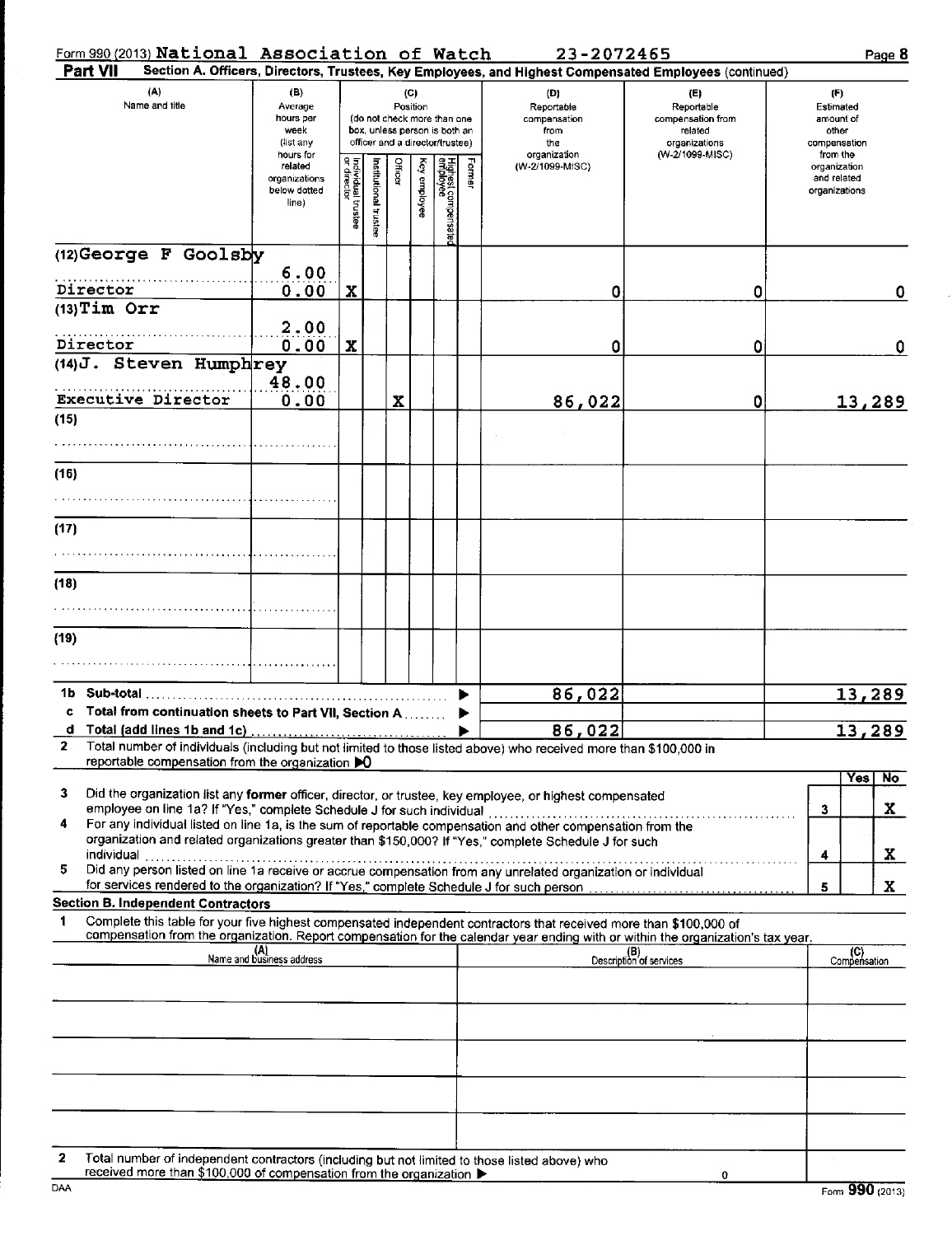Form 990 (2013) National Association of Watch 23-2072465

**Part VII** Section A. Officers, Directors, Trustees, Key Employees, and Highest Compensated Employees (continued)

| (A) Name and title | (B) Average hours per week (list any hours for related organizations below dotted line) | (C) Position: Individual trustee or director | Institutional trustee | Officer | Key employee | Highest compensated employee | Former | (D) Reportable compensation from the organization (W-2/1099-MISC) | (E) Reportable compensation from related organizations (W-2/1099-MISC) | (F) Estimated amount of other compensation from the organization and related organizations |
|---|---|---|---|---|---|---|---|---|---|---|
| (12) George F Goolsby<br>Director | 6.00<br>0.00 | X | | | | | | 0 | 0 | 0 |
| (13) Tim Orr<br>Director | 2.00<br>0.00 | X | | | | | | 0 | 0 | 0 |
| (14) J. Steven Humphrey<br>Executive Director | 48.00<br>0.00 | | | X | | | | 86,022 | 0 | 13,289 |
| (15) | | | | | | | | | | |
| (16) | | | | | | | | | | |
| (17) | | | | | | | | | | |
| (18) | | | | | | | | | | |
| (19) | | | | | | | | | | |
| 1b Sub-total | | | | | | | | 86,022 | | 13,289 |
| c Total from continuation sheets to Part VII, Section A | | | | | | | | | | |
| d Total (add lines 1b and 1c) | | | | | | | | 86,022 | | 13,289 |

2 Total number of individuals (including but not limited to those listed above) who received more than $100,000 in reportable compensation from the organization ▶0

| | | | Yes | No |
|---|---|---|---|---|
| 3 | Did the organization list any **former** officer, director, or trustee, key employee, or highest compensated employee on line 1a? If "Yes," complete Schedule J for such individual | 3 | | X |
| 4 | For any individual listed on line 1a, is the sum of reportable compensation and other compensation from the organization and related organizations greater than $150,000? If "Yes," complete Schedule J for such individual | 4 | | X |
| 5 | Did any person listed on line 1a receive or accrue compensation from any unrelated organization or individual for services rendered to the organization? If "Yes," complete Schedule J for such person | 5 | | X |

**Section B. Independent Contractors**

1 Complete this table for your five highest compensated independent contractors that received more than $100,000 of compensation from the organization. Report compensation for the calendar year ending with or within the organization's tax year.

| (A) Name and business address | (B) Description of services | (C) Compensation |
|---|---|---|
| | | |
| | | |
| | | |
| | | |
| | | |

2 Total number of independent contractors (including but not limited to those listed above) who received more than $100,000 of compensation from the organization ▶ 0

DAA Form **990** (2013)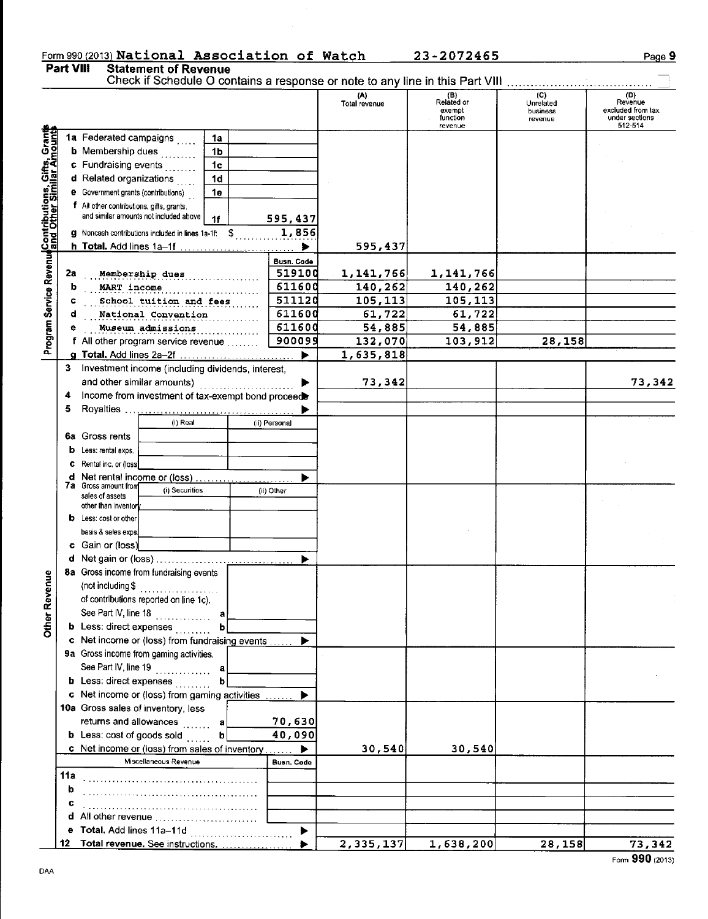Form 990 (2013) National Association of Watch 23-2072465

## Part VIII Statement of Revenue

Check if Schedule O contains a response or note to any line in this Part VIII

| | | | | (A) Total revenue | (B) Related or exempt function revenue | (C) Unrelated business revenue | (D) Revenue excluded from tax under sections 512-514 |
|---|---|---|---|---|---|---|---|
| **Contributions, Gifts, Grants and Other Similar Amounts** | 1a Federated campaigns | 1a | | | | | |
| | b Membership dues | 1b | | | | | |
| | c Fundraising events | 1c | | | | | |
| | d Related organizations | 1d | | | | | |
| | e Government grants (contributions) | 1e | | | | | |
| | f All other contributions, gifts, grants, and similar amounts not included above | 1f | 595,437 | | | | |
| | g Noncash contributions included in lines 1a-1f: $ 1,856 | | | | | | |
| | h **Total.** Add lines 1a–1f | | ▶ | 595,437 | | | |
| **Program Service Revenue** | | | Busn. Code | | | | |
| | 2a Membership dues | | 519100 | 1,141,766 | 1,141,766 | | |
| | b MART income | | 611600 | 140,262 | 140,262 | | |
| | c School tuition and fees | | 511120 | 105,113 | 105,113 | | |
| | d National Convention | | 611600 | 61,722 | 61,722 | | |
| | e Museum admissions | | 611600 | 54,885 | 54,885 | | |
| | f All other program service revenue | | 900099 | 132,070 | 103,912 | 28,158 | |
| | g **Total.** Add lines 2a–2f | | ▶ | 1,635,818 | | | |
| | 3 Investment income (including dividends, interest, and other similar amounts) | | ▶ | 73,342 | | | 73,342 |
| | 4 Income from investment of tax-exempt bond proceeds | | ▶ | | | | |
| | 5 Royalties | | ▶ | | | | |
| | | (i) Real | (ii) Personal | | | | |
| | 6a Gross rents | | | | | | |
| | b Less: rental exps. | | | | | | |
| | c Rental inc. or (loss) | | | | | | |
| | d Net rental income or (loss) | | ▶ | | | | |
| | 7a Gross amount from sales of assets other than inventory | (i) Securities | (ii) Other | | | | |
| | b Less: cost or other basis & sales exps. | | | | | | |
| | c Gain or (loss) | | | | | | |
| | d Net gain or (loss) | | ▶ | | | | |
| **Other Revenue** | 8a Gross income from fundraising events (not including $ of contributions reported on line 1c). See Part IV, line 18 | a | | | | | |
| | b Less: direct expenses | b | | | | | |
| | c Net income or (loss) from fundraising events | | ▶ | | | | |
| | 9a Gross income from gaming activities. See Part IV, line 19 | a | | | | | |
| | b Less: direct expenses | b | | | | | |
| | c Net income or (loss) from gaming activities | | ▶ | | | | |
| | 10a Gross sales of inventory, less returns and allowances | a | 70,630 | | | | |
| | b Less: cost of goods sold | b | 40,090 | | | | |
| | c Net income or (loss) from sales of inventory | | ▶ | 30,540 | 30,540 | | |
| | Miscellaneous Revenue | | Busn. Code | | | | |
| | 11a | | | | | | |
| | b | | | | | | |
| | c | | | | | | |
| | d All other revenue | | | | | | |
| | e **Total.** Add lines 11a–11d | | ▶ | | | | |
| | 12 **Total revenue.** See instructions. | | ▶ | 2,335,137 | 1,638,200 | 28,158 | 73,342 |

Form **990** (2013)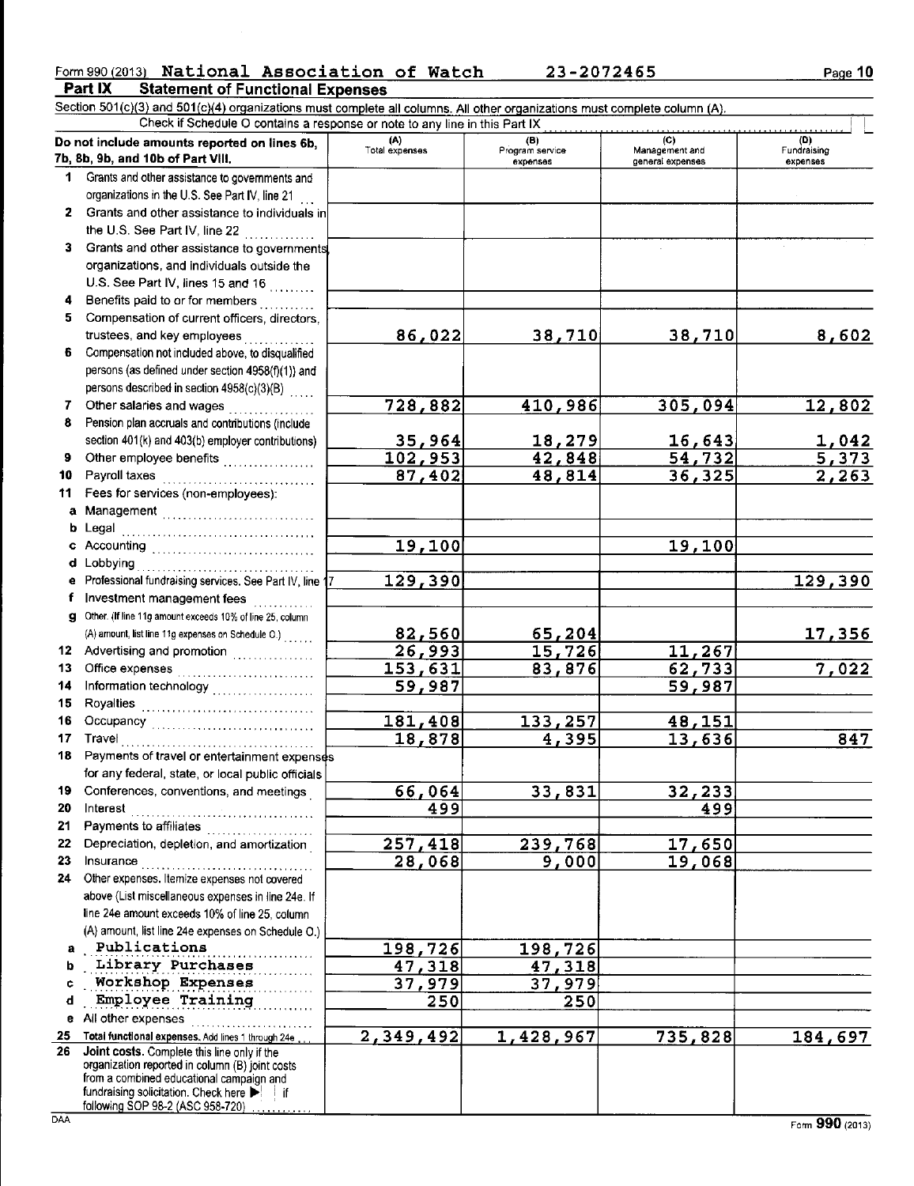Form 990 (2013) National Association of Watch 23-2072465

**Part IX Statement of Functional Expenses**

Section 501(c)(3) and 501(c)(4) organizations must complete all columns. All other organizations must complete column (A).

Check if Schedule O contains a response or note to any line in this Part IX

| Do not include amounts reported on lines 6b, 7b, 8b, 9b, and 10b of Part VIII. | (A) Total expenses | (B) Program service expenses | (C) Management and general expenses | (D) Fundraising expenses |
|---|---|---|---|---|
| 1 Grants and other assistance to governments and organizations in the U.S. See Part IV, line 21 | | | | |
| 2 Grants and other assistance to individuals in the U.S. See Part IV, line 22 | | | | |
| 3 Grants and other assistance to governments, organizations, and individuals outside the U.S. See Part IV, lines 15 and 16 | | | | |
| 4 Benefits paid to or for members | | | | |
| 5 Compensation of current officers, directors, trustees, and key employees | 86,022 | 38,710 | 38,710 | 8,602 |
| 6 Compensation not included above, to disqualified persons (as defined under section 4958(f)(1)) and persons described in section 4958(c)(3)(B) | | | | |
| 7 Other salaries and wages | 728,882 | 410,986 | 305,094 | 12,802 |
| 8 Pension plan accruals and contributions (include section 401(k) and 403(b) employer contributions) | 35,964 | 18,279 | 16,643 | 1,042 |
| 9 Other employee benefits | 102,953 | 42,848 | 54,732 | 5,373 |
| 10 Payroll taxes | 87,402 | 48,814 | 36,325 | 2,263 |
| 11 Fees for services (non-employees): | | | | |
| a Management | | | | |
| b Legal | | | | |
| c Accounting | 19,100 | | 19,100 | |
| d Lobbying | | | | |
| e Professional fundraising services. See Part IV, line 17 | 129,390 | | | 129,390 |
| f Investment management fees | | | | |
| g Other. (If line 11g amount exceeds 10% of line 25, column (A) amount, list line 11g expenses on Schedule O.) | 82,560 | 65,204 | | 17,356 |
| 12 Advertising and promotion | 26,993 | 15,726 | 11,267 | |
| 13 Office expenses | 153,631 | 83,876 | 62,733 | 7,022 |
| 14 Information technology | 59,987 | | 59,987 | |
| 15 Royalties | | | | |
| 16 Occupancy | 181,408 | 133,257 | 48,151 | |
| 17 Travel | 18,878 | 4,395 | 13,636 | 847 |
| 18 Payments of travel or entertainment expenses for any federal, state, or local public officials | | | | |
| 19 Conferences, conventions, and meetings | 66,064 | 33,831 | 32,233 | |
| 20 Interest | 499 | | 499 | |
| 21 Payments to affiliates | | | | |
| 22 Depreciation, depletion, and amortization | 257,418 | 239,768 | 17,650 | |
| 23 Insurance | 28,068 | 9,000 | 19,068 | |
| 24 Other expenses. Itemize expenses not covered above (List miscellaneous expenses in line 24e. If line 24e amount exceeds 10% of line 25, column (A) amount, list line 24e expenses on Schedule O.) | | | | |
| a Publications | 198,726 | 198,726 | | |
| b Library Purchases | 47,318 | 47,318 | | |
| c Workshop Expenses | 37,979 | 37,979 | | |
| d Employee Training | 250 | 250 | | |
| e All other expenses | | | | |
| 25 Total functional expenses. Add lines 1 through 24e | 2,349,492 | 1,428,967 | 735,828 | 184,697 |
| 26 Joint costs. Complete this line only if the organization reported in column (B) joint costs from a combined educational campaign and fundraising solicitation. Check here ▶ ☐ if following SOP 98-2 (ASC 958-720) | | | | |

DAA Form 990 (2013)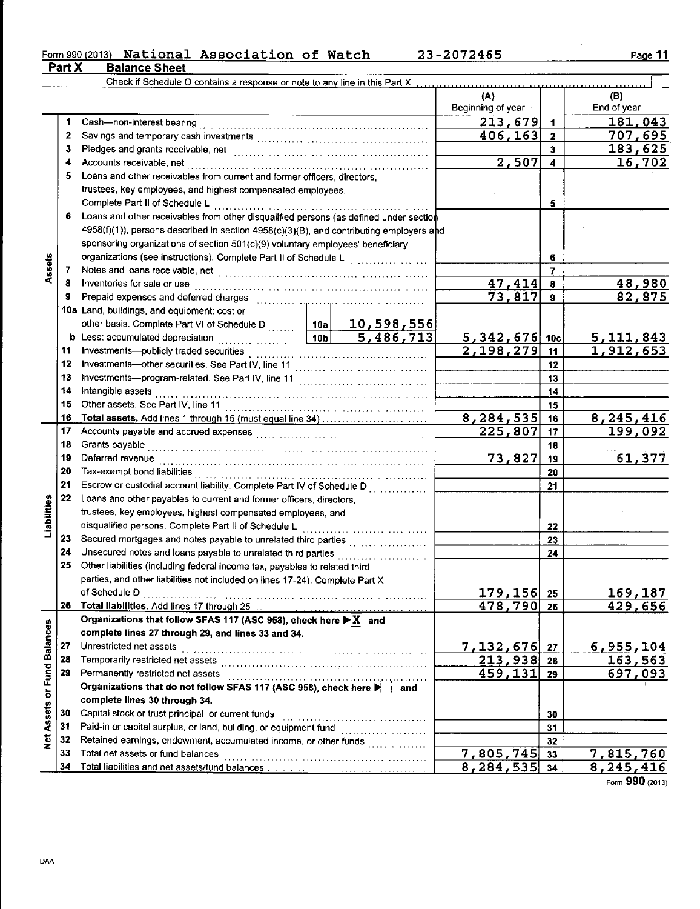Form 990 (2013) National Association of Watch 23-2072465

## Part X Balance Sheet

Check if Schedule O contains a response or note to any line in this Part X

| | | | (A) Beginning of year | | (B) End of year |
|---|---|---|---|---|---|
| **Assets** | 1 | Cash—non-interest bearing | 213,679 | 1 | 181,043 |
| | 2 | Savings and temporary cash investments | 406,163 | 2 | 707,695 |
| | 3 | Pledges and grants receivable, net | | 3 | 183,625 |
| | 4 | Accounts receivable, net | 2,507 | 4 | 16,702 |
| | 5 | Loans and other receivables from current and former officers, directors, trustees, key employees, and highest compensated employees. Complete Part II of Schedule L | | 5 | |
| | 6 | Loans and other receivables from other disqualified persons (as defined under section 4958(f)(1)), persons described in section 4958(c)(3)(B), and contributing employers and sponsoring organizations of section 501(c)(9) voluntary employees' beneficiary organizations (see instructions). Complete Part II of Schedule L | | 6 | |
| | 7 | Notes and loans receivable, net | | 7 | |
| | 8 | Inventories for sale or use | 47,414 | 8 | 48,980 |
| | 9 | Prepaid expenses and deferred charges | 73,817 | 9 | 82,875 |
| | 10a | Land, buildings, and equipment: cost or other basis. Complete Part VI of Schedule D — 10a: 10,598,556 | | | |
| | b | Less: accumulated depreciation — 10b: 5,486,713 | 5,342,676 | 10c | 5,111,843 |
| | 11 | Investments—publicly traded securities | 2,198,279 | 11 | 1,912,653 |
| | 12 | Investments—other securities. See Part IV, line 11 | | 12 | |
| | 13 | Investments—program-related. See Part IV, line 11 | | 13 | |
| | 14 | Intangible assets | | 14 | |
| | 15 | Other assets. See Part IV, line 11 | | 15 | |
| | 16 | **Total assets.** Add lines 1 through 15 (must equal line 34) | 8,284,535 | 16 | 8,245,416 |
| **Liabilities** | 17 | Accounts payable and accrued expenses | 225,807 | 17 | 199,092 |
| | 18 | Grants payable | | 18 | |
| | 19 | Deferred revenue | 73,827 | 19 | 61,377 |
| | 20 | Tax-exempt bond liabilities | | 20 | |
| | 21 | Escrow or custodial account liability. Complete Part IV of Schedule D | | 21 | |
| | 22 | Loans and other payables to current and former officers, directors, trustees, key employees, highest compensated employees, and disqualified persons. Complete Part II of Schedule L | | 22 | |
| | 23 | Secured mortgages and notes payable to unrelated third parties | | 23 | |
| | 24 | Unsecured notes and loans payable to unrelated third parties | | 24 | |
| | 25 | Other liabilities (including federal income tax, payables to related third parties, and other liabilities not included on lines 17-24). Complete Part X of Schedule D | 179,156 | 25 | 169,187 |
| | 26 | **Total liabilities.** Add lines 17 through 25 | 478,790 | 26 | 429,656 |
| **Net Assets or Fund Balances** | | **Organizations that follow SFAS 117 (ASC 958), check here ▶ X and complete lines 27 through 29, and lines 33 and 34.** | | | |
| | 27 | Unrestricted net assets | 7,132,676 | 27 | 6,955,104 |
| | 28 | Temporarily restricted net assets | 213,938 | 28 | 163,563 |
| | 29 | Permanently restricted net assets | 459,131 | 29 | 697,093 |
| | | **Organizations that do not follow SFAS 117 (ASC 958), check here ▶ and complete lines 30 through 34.** | | | |
| | 30 | Capital stock or trust principal, or current funds | | 30 | |
| | 31 | Paid-in or capital surplus, or land, building, or equipment fund | | 31 | |
| | 32 | Retained earnings, endowment, accumulated income, or other funds | | 32 | |
| | 33 | Total net assets or fund balances | 7,805,745 | 33 | 7,815,760 |
| | 34 | Total liabilities and net assets/fund balances | 8,284,535 | 34 | 8,245,416 |

Form **990** (2013)

DAA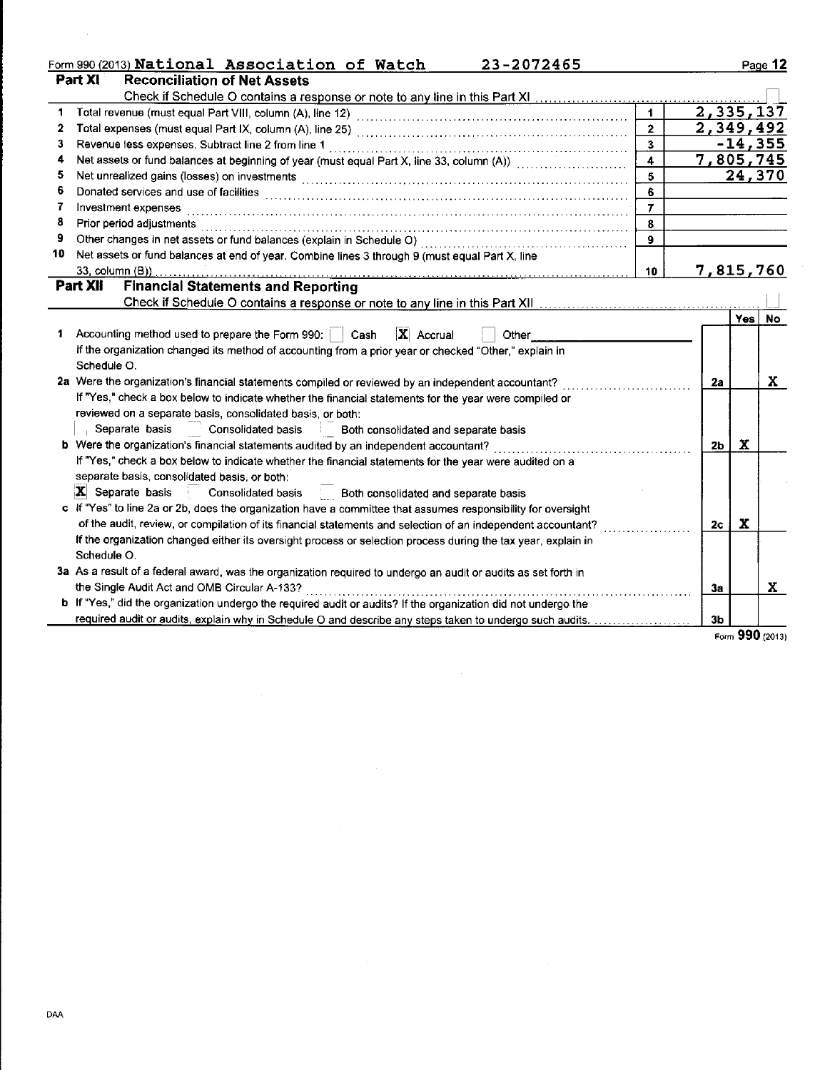Form 990 (2013) National Association of Watch 23-2072465 Page 12

## Part XI Reconciliation of Net Assets

Check if Schedule O contains a response or note to any line in this Part XI ☐

| | | | |
|---|---|---|---|
| 1 | Total revenue (must equal Part VIII, column (A), line 12) | 1 | 2,335,137 |
| 2 | Total expenses (must equal Part IX, column (A), line 25) | 2 | 2,349,492 |
| 3 | Revenue less expenses. Subtract line 2 from line 1 | 3 | -14,355 |
| 4 | Net assets or fund balances at beginning of year (must equal Part X, line 33, column (A)) | 4 | 7,805,745 |
| 5 | Net unrealized gains (losses) on investments | 5 | 24,370 |
| 6 | Donated services and use of facilities | 6 | |
| 7 | Investment expenses | 7 | |
| 8 | Prior period adjustments | 8 | |
| 9 | Other changes in net assets or fund balances (explain in Schedule O) | 9 | |
| 10 | Net assets or fund balances at end of year. Combine lines 3 through 9 (must equal Part X, line 33, column (B)) | 10 | 7,815,760 |

## Part XII Financial Statements and Reporting

Check if Schedule O contains a response or note to any line in this Part XII ☐

| | | | Yes | No |
|---|---|---|---|---|
| 1 | Accounting method used to prepare the Form 990: ☐ Cash ☒ Accrual ☐ Other<br>If the organization changed its method of accounting from a prior year or checked "Other," explain in Schedule O. | | | |
| 2a | Were the organization's financial statements compiled or reviewed by an independent accountant?<br>If "Yes," check a box below to indicate whether the financial statements for the year were compiled or reviewed on a separate basis, consolidated basis, or both:<br>☐ Separate basis ☐ Consolidated basis ☐ Both consolidated and separate basis | 2a | | X |
| b | Were the organization's financial statements audited by an independent accountant?<br>If "Yes," check a box below to indicate whether the financial statements for the year were audited on a separate basis, consolidated basis, or both:<br>☒ Separate basis ☐ Consolidated basis ☐ Both consolidated and separate basis | 2b | X | |
| c | If "Yes" to line 2a or 2b, does the organization have a committee that assumes responsibility for oversight of the audit, review, or compilation of its financial statements and selection of an independent accountant?<br>If the organization changed either its oversight process or selection process during the tax year, explain in Schedule O. | 2c | X | |
| 3a | As a result of a federal award, was the organization required to undergo an audit or audits as set forth in the Single Audit Act and OMB Circular A-133? | 3a | | X |
| b | If "Yes," did the organization undergo the required audit or audits? If the organization did not undergo the required audit or audits, explain why in Schedule O and describe any steps taken to undergo such audits. | 3b | | |

Form 990 (2013)

DAA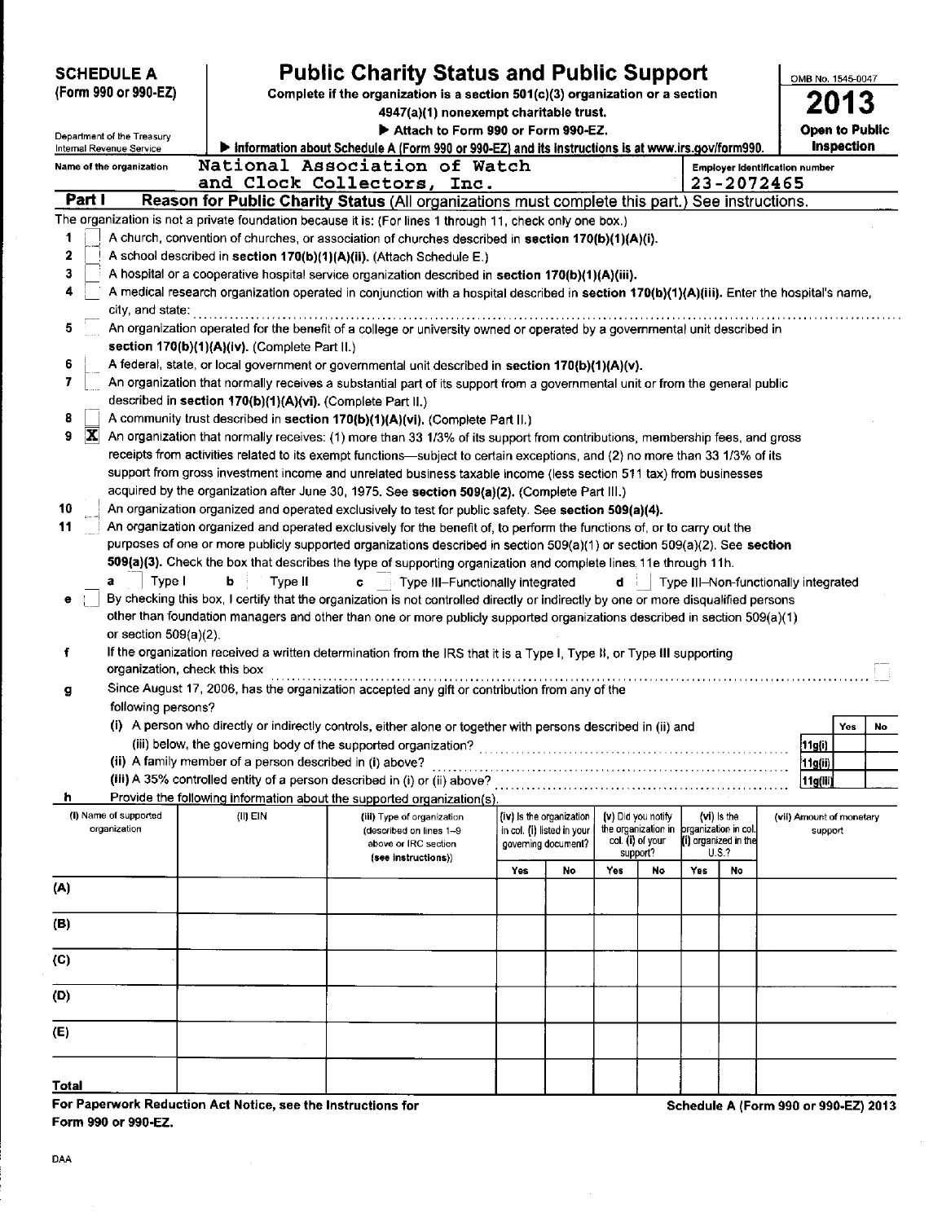**SCHEDULE A (Form 990 or 990-EZ)**

Department of the Treasury
Internal Revenue Service

# Public Charity Status and Public Support

**Complete if the organization is a section 501(c)(3) organization or a section 4947(a)(1) nonexempt charitable trust.**

▶ **Attach to Form 990 or Form 990-EZ.**

▶ **Information about Schedule A (Form 990 or 990-EZ) and its instructions is at www.irs.gov/form990.**

OMB No. 1545-0047

**2013**

**Open to Public Inspection**

Name of the organization: National Association of Watch and Clock Collectors, Inc.

Employer identification number: 23-2072465

## Part I Reason for Public Charity Status (All organizations must complete this part.) See instructions.

The organization is not a private foundation because it is: (For lines 1 through 11, check only one box.)

1. [ ] A church, convention of churches, or association of churches described in **section 170(b)(1)(A)(i).**
2. [ ] A school described in **section 170(b)(1)(A)(ii).** (Attach Schedule E.)
3. [ ] A hospital or a cooperative hospital service organization described in **section 170(b)(1)(A)(iii).**
4. [ ] A medical research organization operated in conjunction with a hospital described in **section 170(b)(1)(A)(iii).** Enter the hospital's name, city, and state:
5. [ ] An organization operated for the benefit of a college or university owned or operated by a governmental unit described in **section 170(b)(1)(A)(iv).** (Complete Part II.)
6. [ ] A federal, state, or local government or governmental unit described in **section 170(b)(1)(A)(v).**
7. [ ] An organization that normally receives a substantial part of its support from a governmental unit or from the general public described in **section 170(b)(1)(A)(vi).** (Complete Part II.)
8. [ ] A community trust described in **section 170(b)(1)(A)(vi).** (Complete Part II.)
9. [X] An organization that normally receives: (1) more than 33 1/3% of its support from contributions, membership fees, and gross receipts from activities related to its exempt functions—subject to certain exceptions, and (2) no more than 33 1/3% of its support from gross investment income and unrelated business taxable income (less section 511 tax) from businesses acquired by the organization after June 30, 1975. See **section 509(a)(2).** (Complete Part III.)
10. [ ] An organization organized and operated exclusively to test for public safety. See **section 509(a)(4).**
11. [ ] An organization organized and operated exclusively for the benefit of, to perform the functions of, or to carry out the purposes of one or more publicly supported organizations described in section 509(a)(1) or section 509(a)(2). See **section 509(a)(3).** Check the box that describes the type of supporting organization and complete lines 11e through 11h.
   - **a** [ ] Type I **b** [ ] Type II **c** [ ] Type III–Functionally integrated **d** [ ] Type III–Non-functionally integrated
   - **e** [ ] By checking this box, I certify that the organization is not controlled directly or indirectly by one or more disqualified persons other than foundation managers and other than one or more publicly supported organizations described in section 509(a)(1) or section 509(a)(2).
   - **f** If the organization received a written determination from the IRS that it is a Type I, Type II, or Type III supporting organization, check this box [ ]
   - **g** Since August 17, 2006, has the organization accepted any gift or contribution from any of the following persons?

| | | Yes | No |
|---|---|---|---|
| (i) A person who directly or indirectly controls, either alone or together with persons described in (ii) and (iii) below, the governing body of the supported organization? | 11g(i) | | |
| (ii) A family member of a person described in (i) above? | 11g(ii) | | |
| (iii) A 35% controlled entity of a person described in (i) or (ii) above? | 11g(iii) | | |

**h** Provide the following information about the supported organization(s).

| | (i) Name of supported organization | (ii) EIN | (iii) Type of organization (described on lines 1–9 above or IRC section (see instructions)) | (iv) Is the organization in col. (i) listed in your governing document? Yes | No | (v) Did you notify the organization in col. (i) of your support? Yes | No | (vi) Is the organization in col. (i) organized in the U.S.? Yes | No | (vii) Amount of monetary support |
|---|---|---|---|---|---|---|---|---|---|---|
| (A) | | | | | | | | | | |
| (B) | | | | | | | | | | |
| (C) | | | | | | | | | | |
| (D) | | | | | | | | | | |
| (E) | | | | | | | | | | |
| **Total** | | | | | | | | | | |

**For Paperwork Reduction Act Notice, see the Instructions for Form 990 or 990-EZ.**

**Schedule A (Form 990 or 990-EZ) 2013**

DAA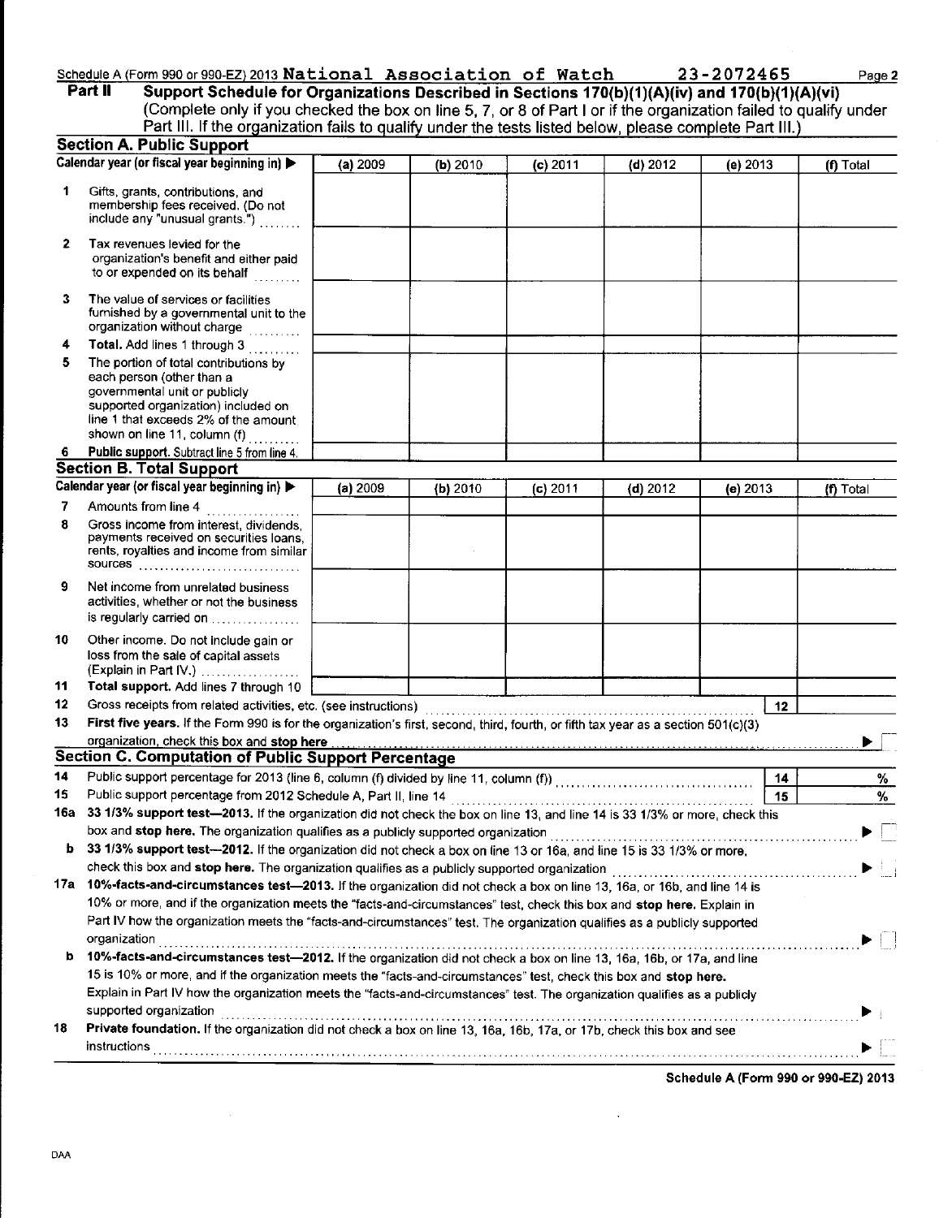Schedule A (Form 990 or 990-EZ) 2013 National Association of Watch 23-2072465 Page 2

**Part II** **Support Schedule for Organizations Described in Sections 170(b)(1)(A)(iv) and 170(b)(1)(A)(vi)**
(Complete only if you checked the box on line 5, 7, or 8 of Part I or if the organization failed to qualify under Part III. If the organization fails to qualify under the tests listed below, please complete Part III.)

### Section A. Public Support

| Calendar year (or fiscal year beginning in) ▶ | (a) 2009 | (b) 2010 | (c) 2011 | (d) 2012 | (e) 2013 | (f) Total |
|---|---|---|---|---|---|---|
| 1 Gifts, grants, contributions, and membership fees received. (Do not include any "unusual grants.") | | | | | | |
| 2 Tax revenues levied for the organization's benefit and either paid to or expended on its behalf | | | | | | |
| 3 The value of services or facilities furnished by a governmental unit to the organization without charge | | | | | | |
| 4 **Total.** Add lines 1 through 3 | | | | | | |
| 5 The portion of total contributions by each person (other than a governmental unit or publicly supported organization) included on line 1 that exceeds 2% of the amount shown on line 11, column (f) | | | | | | |
| 6 **Public support.** Subtract line 5 from line 4. | | | | | | |

### Section B. Total Support

| Calendar year (or fiscal year beginning in) ▶ | (a) 2009 | (b) 2010 | (c) 2011 | (d) 2012 | (e) 2013 | (f) Total |
|---|---|---|---|---|---|---|
| 7 Amounts from line 4 | | | | | | |
| 8 Gross income from interest, dividends, payments received on securities loans, rents, royalties and income from similar sources | | | | | | |
| 9 Net income from unrelated business activities, whether or not the business is regularly carried on | | | | | | |
| 10 Other income. Do not include gain or loss from the sale of capital assets (Explain in Part IV.) | | | | | | |
| 11 **Total support.** Add lines 7 through 10 | | | | | | |

12 Gross receipts from related activities, etc. (see instructions) 12

13 **First five years.** If the Form 990 is for the organization's first, second, third, fourth, or fifth tax year as a section 501(c)(3) organization, check this box and **stop here** ▶ ☐

### Section C. Computation of Public Support Percentage

14 Public support percentage for 2013 (line 6, column (f) divided by line 11, column (f)) 14 %

15 Public support percentage from 2012 Schedule A, Part II, line 14 15 %

16a **33 1/3% support test—2013.** If the organization did not check the box on line 13, and line 14 is 33 1/3% or more, check this box and **stop here.** The organization qualifies as a publicly supported organization ▶ ☐

b **33 1/3% support test—2012.** If the organization did not check a box on line 13 or 16a, and line 15 is 33 1/3% or more, check this box and **stop here.** The organization qualifies as a publicly supported organization ▶ ☐

17a **10%-facts-and-circumstances test—2013.** If the organization did not check a box on line 13, 16a, or 16b, and line 14 is 10% or more, and if the organization meets the "facts-and-circumstances" test, check this box and **stop here.** Explain in Part IV how the organization meets the "facts-and-circumstances" test. The organization qualifies as a publicly supported organization ▶ ☐

b **10%-facts-and-circumstances test—2012.** If the organization did not check a box on line 13, 16a, 16b, or 17a, and line 15 is 10% or more, and if the organization meets the "facts-and-circumstances" test, check this box and **stop here.** Explain in Part IV how the organization meets the "facts-and-circumstances" test. The organization qualifies as a publicly supported organization ▶ ☐

18 **Private foundation.** If the organization did not check a box on line 13, 16a, 16b, 17a, or 17b, check this box and see instructions ▶ ☐

**Schedule A (Form 990 or 990-EZ) 2013**

DAA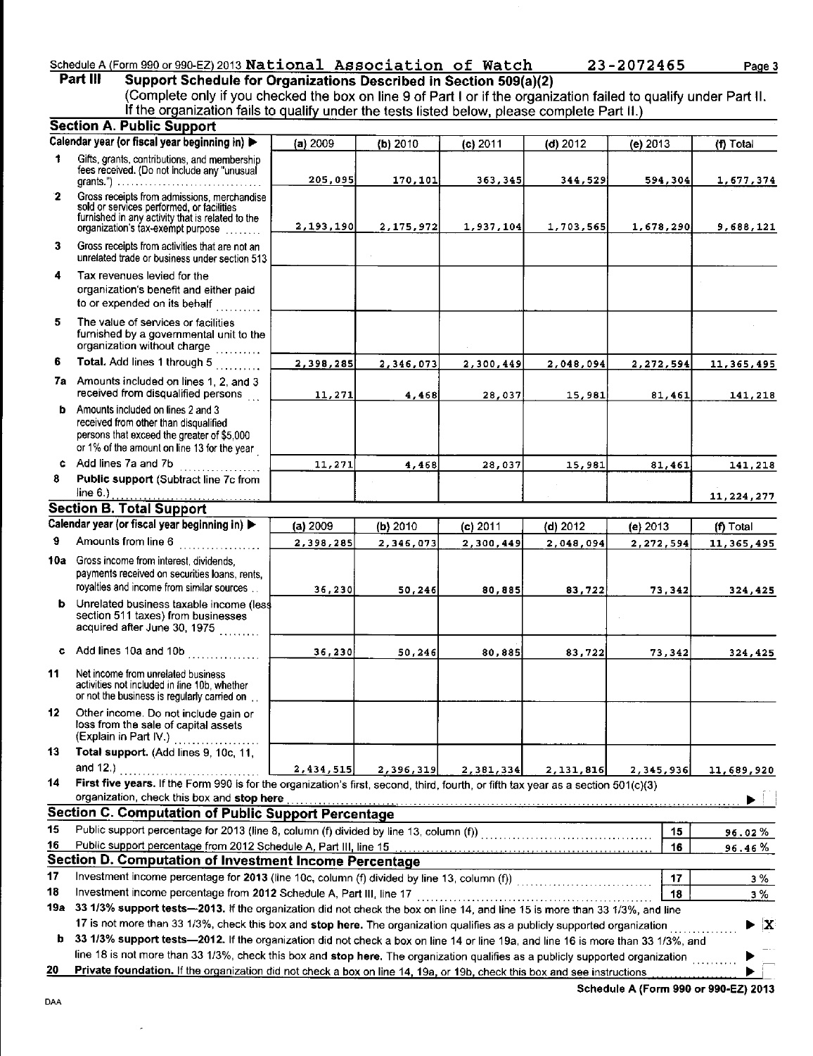Schedule A (Form 990 or 990-EZ) 2013 National Association of Watch 23-2072465

**Part III Support Schedule for Organizations Described in Section 509(a)(2)**
(Complete only if you checked the box on line 9 of Part I or if the organization failed to qualify under Part II. If the organization fails to qualify under the tests listed below, please complete Part II.)

**Section A. Public Support**

| | Calendar year (or fiscal year beginning in) ▶ | (a) 2009 | (b) 2010 | (c) 2011 | (d) 2012 | (e) 2013 | (f) Total |
|---|---|---|---|---|---|---|---|
| 1 | Gifts, grants, contributions, and membership fees received. (Do not include any "unusual grants.") | 205,095 | 170,101 | 363,345 | 344,529 | 594,304 | 1,677,374 |
| 2 | Gross receipts from admissions, merchandise sold or services performed, or facilities furnished in any activity that is related to the organization's tax-exempt purpose | 2,193,190 | 2,175,972 | 1,937,104 | 1,703,565 | 1,678,290 | 9,688,121 |
| 3 | Gross receipts from activities that are not an unrelated trade or business under section 513 | | | | | | |
| 4 | Tax revenues levied for the organization's benefit and either paid to or expended on its behalf | | | | | | |
| 5 | The value of services or facilities furnished by a governmental unit to the organization without charge | | | | | | |
| 6 | **Total.** Add lines 1 through 5 | 2,398,285 | 2,346,073 | 2,300,449 | 2,048,094 | 2,272,594 | 11,365,495 |
| 7a | Amounts included on lines 1, 2, and 3 received from disqualified persons | 11,271 | 4,468 | 28,037 | 15,981 | 81,461 | 141,218 |
| b | Amounts included on lines 2 and 3 received from other than disqualified persons that exceed the greater of $5,000 or 1% of the amount on line 13 for the year | | | | | | |
| c | Add lines 7a and 7b | 11,271 | 4,468 | 28,037 | 15,981 | 81,461 | 141,218 |
| 8 | **Public support** (Subtract line 7c from line 6.) | | | | | | 11,224,277 |

**Section B. Total Support**

| | Calendar year (or fiscal year beginning in) ▶ | (a) 2009 | (b) 2010 | (c) 2011 | (d) 2012 | (e) 2013 | (f) Total |
|---|---|---|---|---|---|---|---|
| 9 | Amounts from line 6 | 2,398,285 | 2,346,073 | 2,300,449 | 2,048,094 | 2,272,594 | 11,365,495 |
| 10a | Gross income from interest, dividends, payments received on securities loans, rents, royalties and income from similar sources | 36,230 | 50,246 | 80,885 | 83,722 | 73,342 | 324,425 |
| b | Unrelated business taxable income (less section 511 taxes) from businesses acquired after June 30, 1975 | | | | | | |
| c | Add lines 10a and 10b | 36,230 | 50,246 | 80,885 | 83,722 | 73,342 | 324,425 |
| 11 | Net income from unrelated business activities not included in line 10b, whether or not the business is regularly carried on | | | | | | |
| 12 | Other income. Do not include gain or loss from the sale of capital assets (Explain in Part IV.) | | | | | | |
| 13 | **Total support.** (Add lines 9, 10c, 11, and 12.) | 2,434,515 | 2,396,319 | 2,381,334 | 2,131,816 | 2,345,936 | 11,689,920 |

14 **First five years.** If the Form 990 is for the organization's first, second, third, fourth, or fifth tax year as a section 501(c)(3) organization, check this box and **stop here** ▶ ☐

**Section C. Computation of Public Support Percentage**

| | | | |
|---|---|---|---|
| 15 | Public support percentage for 2013 (line 8, column (f) divided by line 13, column (f)) | 15 | 96.02 % |
| 16 | Public support percentage from 2012 Schedule A, Part III, line 15 | 16 | 96.46 % |

**Section D. Computation of Investment Income Percentage**

| | | | |
|---|---|---|---|
| 17 | Investment income percentage for **2013** (line 10c, column (f) divided by line 13, column (f)) | 17 | 3 % |
| 18 | Investment income percentage from **2012** Schedule A, Part III, line 17 | 18 | 3 % |

19a **33 1/3% support tests—2013.** If the organization did not check the box on line 14, and line 15 is more than 33 1/3%, and line 17 is not more than 33 1/3%, check this box and **stop here.** The organization qualifies as a publicly supported organization ▶ X

b **33 1/3% support tests—2012.** If the organization did not check a box on line 14 or line 19a, and line 16 is more than 33 1/3%, and line 18 is not more than 33 1/3%, check this box and **stop here.** The organization qualifies as a publicly supported organization ▶ ☐

20 **Private foundation.** If the organization did not check a box on line 14, 19a, or 19b, check this box and see instructions ▶ ☐

DAA

**Schedule A (Form 990 or 990-EZ) 2013**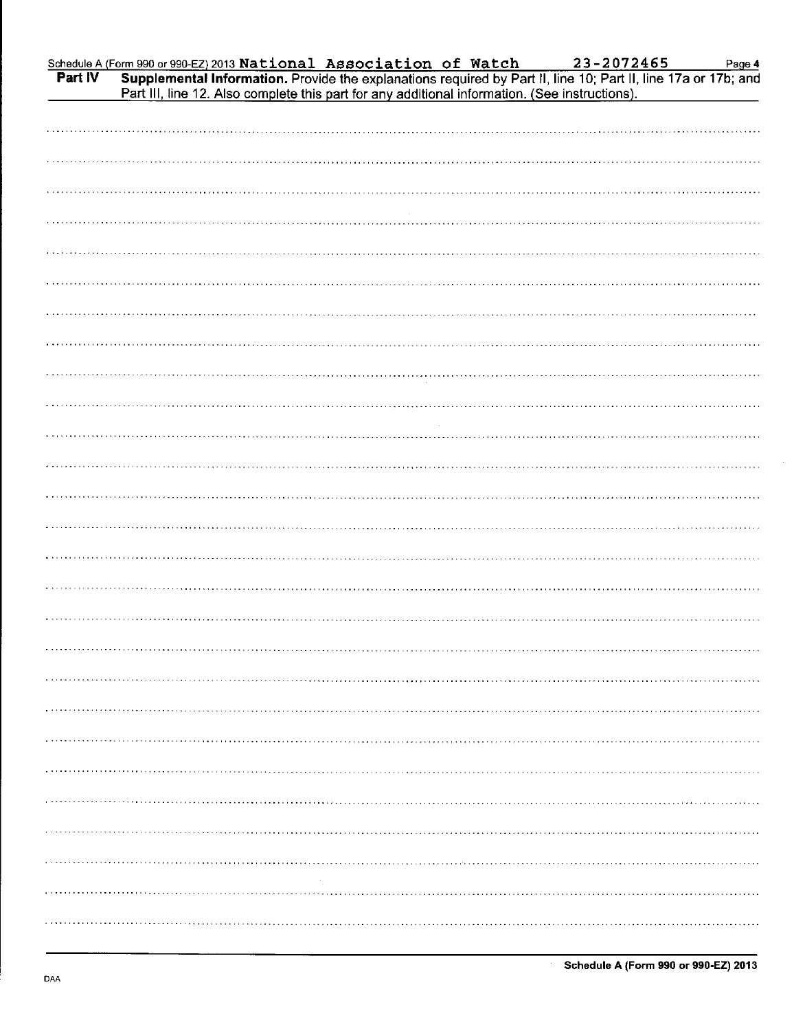Schedule A (Form 990 or 990-EZ) 2013 National Association of Watch 23-2072465 Page 4

**Part IV** **Supplemental Information.** Provide the explanations required by Part II, line 10; Part II, line 17a or 17b; and Part III, line 12. Also complete this part for any additional information. (See instructions).

**Schedule A (Form 990 or 990-EZ) 2013**

DAA